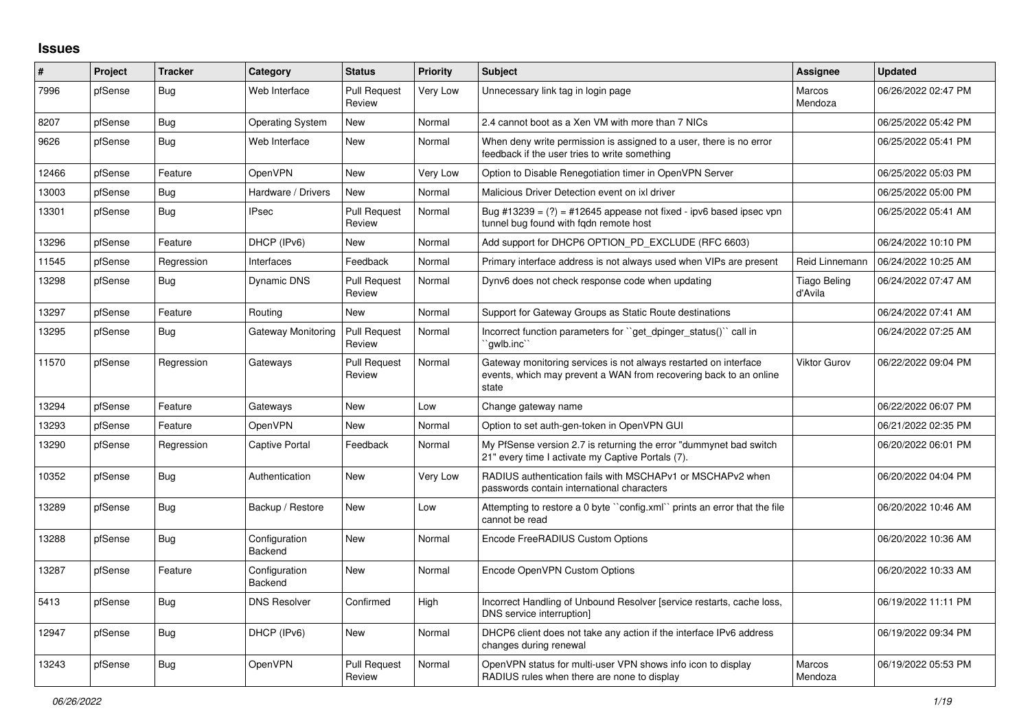## Issues

| # | Project | Tracker | Category | Status | Priority | Subject | Assignee | Updated |
|---|---|---|---|---|---|---|---|---|
| 7996 | pfSense | Bug | Web Interface | Pull Request Review | Very Low | Unnecessary link tag in login page | Marcos Mendoza | 06/26/2022 02:47 PM |
| 8207 | pfSense | Bug | Operating System | New | Normal | 2.4 cannot boot as a Xen VM with more than 7 NICs | | 06/25/2022 05:42 PM |
| 9626 | pfSense | Bug | Web Interface | New | Normal | When deny write permission is assigned to a user, there is no error feedback if the user tries to write something | | 06/25/2022 05:41 PM |
| 12466 | pfSense | Feature | OpenVPN | New | Very Low | Option to Disable Renegotiation timer in OpenVPN Server | | 06/25/2022 05:03 PM |
| 13003 | pfSense | Bug | Hardware / Drivers | New | Normal | Malicious Driver Detection event on ixl driver | | 06/25/2022 05:00 PM |
| 13301 | pfSense | Bug | IPsec | Pull Request Review | Normal | Bug #13239 = (?) = #12645 appease not fixed - ipv6 based ipsec vpn tunnel bug found with fqdn remote host | | 06/25/2022 05:41 AM |
| 13296 | pfSense | Feature | DHCP (IPv6) | New | Normal | Add support for DHCP6 OPTION_PD_EXCLUDE (RFC 6603) | | 06/24/2022 10:10 PM |
| 11545 | pfSense | Regression | Interfaces | Feedback | Normal | Primary interface address is not always used when VIPs are present | Reid Linnemann | 06/24/2022 10:25 AM |
| 13298 | pfSense | Bug | Dynamic DNS | Pull Request Review | Normal | Dynv6 does not check response code when updating | Tiago Beling d'Avila | 06/24/2022 07:47 AM |
| 13297 | pfSense | Feature | Routing | New | Normal | Support for Gateway Groups as Static Route destinations | | 06/24/2022 07:41 AM |
| 13295 | pfSense | Bug | Gateway Monitoring | Pull Request Review | Normal | Incorrect function parameters for ``get_dpinger_status()`` call in ``gwlb.inc`` | | 06/24/2022 07:25 AM |
| 11570 | pfSense | Regression | Gateways | Pull Request Review | Normal | Gateway monitoring services is not always restarted on interface events, which may prevent a WAN from recovering back to an online state | Viktor Gurov | 06/22/2022 09:04 PM |
| 13294 | pfSense | Feature | Gateways | New | Low | Change gateway name | | 06/22/2022 06:07 PM |
| 13293 | pfSense | Feature | OpenVPN | New | Normal | Option to set auth-gen-token in OpenVPN GUI | | 06/21/2022 02:35 PM |
| 13290 | pfSense | Regression | Captive Portal | Feedback | Normal | My PfSense version 2.7 is returning the error "dummynet bad switch 21" every time I activate my Captive Portals (7). | | 06/20/2022 06:01 PM |
| 10352 | pfSense | Bug | Authentication | New | Very Low | RADIUS authentication fails with MSCHAPv1 or MSCHAPv2 when passwords contain international characters | | 06/20/2022 04:04 PM |
| 13289 | pfSense | Bug | Backup / Restore | New | Low | Attempting to restore a 0 byte ``config.xml`` prints an error that the file cannot be read | | 06/20/2022 10:46 AM |
| 13288 | pfSense | Bug | Configuration Backend | New | Normal | Encode FreeRADIUS Custom Options | | 06/20/2022 10:36 AM |
| 13287 | pfSense | Feature | Configuration Backend | New | Normal | Encode OpenVPN Custom Options | | 06/20/2022 10:33 AM |
| 5413 | pfSense | Bug | DNS Resolver | Confirmed | High | Incorrect Handling of Unbound Resolver [service restarts, cache loss, DNS service interruption] | | 06/19/2022 11:11 PM |
| 12947 | pfSense | Bug | DHCP (IPv6) | New | Normal | DHCP6 client does not take any action if the interface IPv6 address changes during renewal | | 06/19/2022 09:34 PM |
| 13243 | pfSense | Bug | OpenVPN | Pull Request Review | Normal | OpenVPN status for multi-user VPN shows info icon to display RADIUS rules when there are none to display | Marcos Mendoza | 06/19/2022 05:53 PM |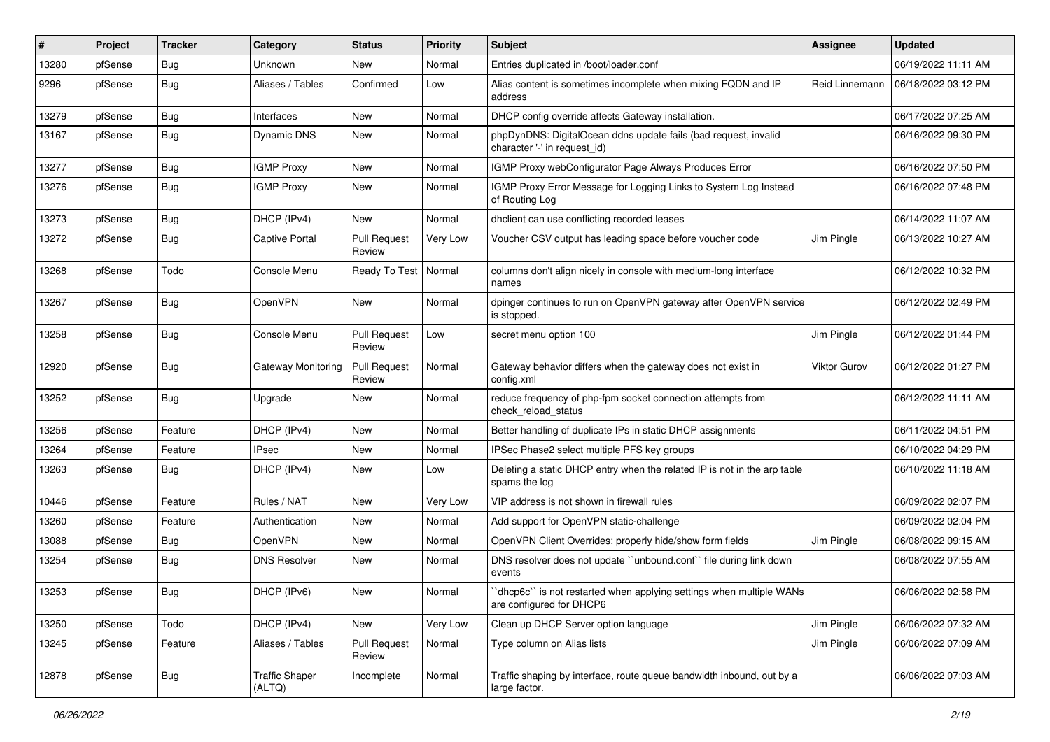| # | Project | Tracker | Category | Status | Priority | Subject | Assignee | Updated |
|---|---|---|---|---|---|---|---|---|
| 13280 | pfSense | Bug | Unknown | New | Normal | Entries duplicated in /boot/loader.conf | | 06/19/2022 11:11 AM |
| 9296 | pfSense | Bug | Aliases / Tables | Confirmed | Low | Alias content is sometimes incomplete when mixing FQDN and IP address | Reid Linnemann | 06/18/2022 03:12 PM |
| 13279 | pfSense | Bug | Interfaces | New | Normal | DHCP config override affects Gateway installation. | | 06/17/2022 07:25 AM |
| 13167 | pfSense | Bug | Dynamic DNS | New | Normal | phpDynDNS: DigitalOcean ddns update fails (bad request, invalid character '-' in request_id) | | 06/16/2022 09:30 PM |
| 13277 | pfSense | Bug | IGMP Proxy | New | Normal | IGMP Proxy webConfigurator Page Always Produces Error | | 06/16/2022 07:50 PM |
| 13276 | pfSense | Bug | IGMP Proxy | New | Normal | IGMP Proxy Error Message for Logging Links to System Log Instead of Routing Log | | 06/16/2022 07:48 PM |
| 13273 | pfSense | Bug | DHCP (IPv4) | New | Normal | dhclient can use conflicting recorded leases | | 06/14/2022 11:07 AM |
| 13272 | pfSense | Bug | Captive Portal | Pull Request Review | Very Low | Voucher CSV output has leading space before voucher code | Jim Pingle | 06/13/2022 10:27 AM |
| 13268 | pfSense | Todo | Console Menu | Ready To Test | Normal | columns don't align nicely in console with medium-long interface names | | 06/12/2022 10:32 PM |
| 13267 | pfSense | Bug | OpenVPN | New | Normal | dpinger continues to run on OpenVPN gateway after OpenVPN service is stopped. | | 06/12/2022 02:49 PM |
| 13258 | pfSense | Bug | Console Menu | Pull Request Review | Low | secret menu option 100 | Jim Pingle | 06/12/2022 01:44 PM |
| 12920 | pfSense | Bug | Gateway Monitoring | Pull Request Review | Normal | Gateway behavior differs when the gateway does not exist in config.xml | Viktor Gurov | 06/12/2022 01:27 PM |
| 13252 | pfSense | Bug | Upgrade | New | Normal | reduce frequency of php-fpm socket connection attempts from check_reload_status | | 06/12/2022 11:11 AM |
| 13256 | pfSense | Feature | DHCP (IPv4) | New | Normal | Better handling of duplicate IPs in static DHCP assignments | | 06/11/2022 04:51 PM |
| 13264 | pfSense | Feature | IPsec | New | Normal | IPSec Phase2 select multiple PFS key groups | | 06/10/2022 04:29 PM |
| 13263 | pfSense | Bug | DHCP (IPv4) | New | Low | Deleting a static DHCP entry when the related IP is not in the arp table spams the log | | 06/10/2022 11:18 AM |
| 10446 | pfSense | Feature | Rules / NAT | New | Very Low | VIP address is not shown in firewall rules | | 06/09/2022 02:07 PM |
| 13260 | pfSense | Feature | Authentication | New | Normal | Add support for OpenVPN static-challenge | | 06/09/2022 02:04 PM |
| 13088 | pfSense | Bug | OpenVPN | New | Normal | OpenVPN Client Overrides: properly hide/show form fields | Jim Pingle | 06/08/2022 09:15 AM |
| 13254 | pfSense | Bug | DNS Resolver | New | Normal | DNS resolver does not update ``unbound.conf`` file during link down events | | 06/08/2022 07:55 AM |
| 13253 | pfSense | Bug | DHCP (IPv6) | New | Normal | ``dhcp6c`` is not restarted when applying settings when multiple WANs are configured for DHCP6 | | 06/06/2022 02:58 PM |
| 13250 | pfSense | Todo | DHCP (IPv4) | New | Very Low | Clean up DHCP Server option language | Jim Pingle | 06/06/2022 07:32 AM |
| 13245 | pfSense | Feature | Aliases / Tables | Pull Request Review | Normal | Type column on Alias lists | Jim Pingle | 06/06/2022 07:09 AM |
| 12878 | pfSense | Bug | Traffic Shaper (ALTQ) | Incomplete | Normal | Traffic shaping by interface, route queue bandwidth inbound, out by a large factor. | | 06/06/2022 07:03 AM |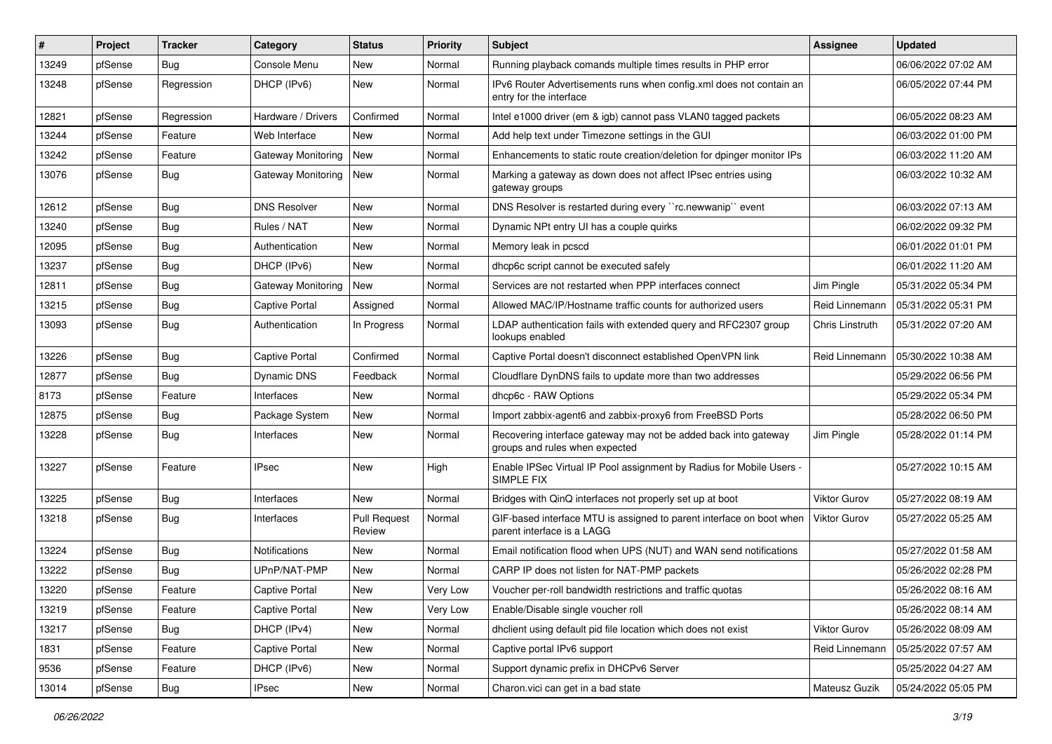| # | Project | Tracker | Category | Status | Priority | Subject | Assignee | Updated |
|---|---|---|---|---|---|---|---|---|
| 13249 | pfSense | Bug | Console Menu | New | Normal | Running playback comands multiple times results in PHP error | | 06/06/2022 07:02 AM |
| 13248 | pfSense | Regression | DHCP (IPv6) | New | Normal | IPv6 Router Advertisements runs when config.xml does not contain an entry for the interface | | 06/05/2022 07:44 PM |
| 12821 | pfSense | Regression | Hardware / Drivers | Confirmed | Normal | Intel e1000 driver (em & igb) cannot pass VLAN0 tagged packets | | 06/05/2022 08:23 AM |
| 13244 | pfSense | Feature | Web Interface | New | Normal | Add help text under Timezone settings in the GUI | | 06/03/2022 01:00 PM |
| 13242 | pfSense | Feature | Gateway Monitoring | New | Normal | Enhancements to static route creation/deletion for dpinger monitor IPs | | 06/03/2022 11:20 AM |
| 13076 | pfSense | Bug | Gateway Monitoring | New | Normal | Marking a gateway as down does not affect IPsec entries using gateway groups | | 06/03/2022 10:32 AM |
| 12612 | pfSense | Bug | DNS Resolver | New | Normal | DNS Resolver is restarted during every ``rc.newwanip`` event | | 06/03/2022 07:13 AM |
| 13240 | pfSense | Bug | Rules / NAT | New | Normal | Dynamic NPt entry UI has a couple quirks | | 06/02/2022 09:32 PM |
| 12095 | pfSense | Bug | Authentication | New | Normal | Memory leak in pcscd | | 06/01/2022 01:01 PM |
| 13237 | pfSense | Bug | DHCP (IPv6) | New | Normal | dhcp6c script cannot be executed safely | | 06/01/2022 11:20 AM |
| 12811 | pfSense | Bug | Gateway Monitoring | New | Normal | Services are not restarted when PPP interfaces connect | Jim Pingle | 05/31/2022 05:34 PM |
| 13215 | pfSense | Bug | Captive Portal | Assigned | Normal | Allowed MAC/IP/Hostname traffic counts for authorized users | Reid Linnemann | 05/31/2022 05:31 PM |
| 13093 | pfSense | Bug | Authentication | In Progress | Normal | LDAP authentication fails with extended query and RFC2307 group lookups enabled | Chris Linstruth | 05/31/2022 07:20 AM |
| 13226 | pfSense | Bug | Captive Portal | Confirmed | Normal | Captive Portal doesn't disconnect established OpenVPN link | Reid Linnemann | 05/30/2022 10:38 AM |
| 12877 | pfSense | Bug | Dynamic DNS | Feedback | Normal | Cloudflare DynDNS fails to update more than two addresses | | 05/29/2022 06:56 PM |
| 8173 | pfSense | Feature | Interfaces | New | Normal | dhcp6c - RAW Options | | 05/29/2022 05:34 PM |
| 12875 | pfSense | Bug | Package System | New | Normal | Import zabbix-agent6 and zabbix-proxy6 from FreeBSD Ports | | 05/28/2022 06:50 PM |
| 13228 | pfSense | Bug | Interfaces | New | Normal | Recovering interface gateway may not be added back into gateway groups and rules when expected | Jim Pingle | 05/28/2022 01:14 PM |
| 13227 | pfSense | Feature | IPsec | New | High | Enable IPSec Virtual IP Pool assignment by Radius for Mobile Users - SIMPLE FIX | | 05/27/2022 10:15 AM |
| 13225 | pfSense | Bug | Interfaces | New | Normal | Bridges with QinQ interfaces not properly set up at boot | Viktor Gurov | 05/27/2022 08:19 AM |
| 13218 | pfSense | Bug | Interfaces | Pull Request Review | Normal | GIF-based interface MTU is assigned to parent interface on boot when parent interface is a LAGG | Viktor Gurov | 05/27/2022 05:25 AM |
| 13224 | pfSense | Bug | Notifications | New | Normal | Email notification flood when UPS (NUT) and WAN send notifications | | 05/27/2022 01:58 AM |
| 13222 | pfSense | Bug | UPnP/NAT-PMP | New | Normal | CARP IP does not listen for NAT-PMP packets | | 05/26/2022 02:28 PM |
| 13220 | pfSense | Feature | Captive Portal | New | Very Low | Voucher per-roll bandwidth restrictions and traffic quotas | | 05/26/2022 08:16 AM |
| 13219 | pfSense | Feature | Captive Portal | New | Very Low | Enable/Disable single voucher roll | | 05/26/2022 08:14 AM |
| 13217 | pfSense | Bug | DHCP (IPv4) | New | Normal | dhclient using default pid file location which does not exist | Viktor Gurov | 05/26/2022 08:09 AM |
| 1831 | pfSense | Feature | Captive Portal | New | Normal | Captive portal IPv6 support | Reid Linnemann | 05/25/2022 07:57 AM |
| 9536 | pfSense | Feature | DHCP (IPv6) | New | Normal | Support dynamic prefix in DHCPv6 Server | | 05/25/2022 04:27 AM |
| 13014 | pfSense | Bug | IPsec | New | Normal | Charon.vici can get in a bad state | Mateusz Guzik | 05/24/2022 05:05 PM |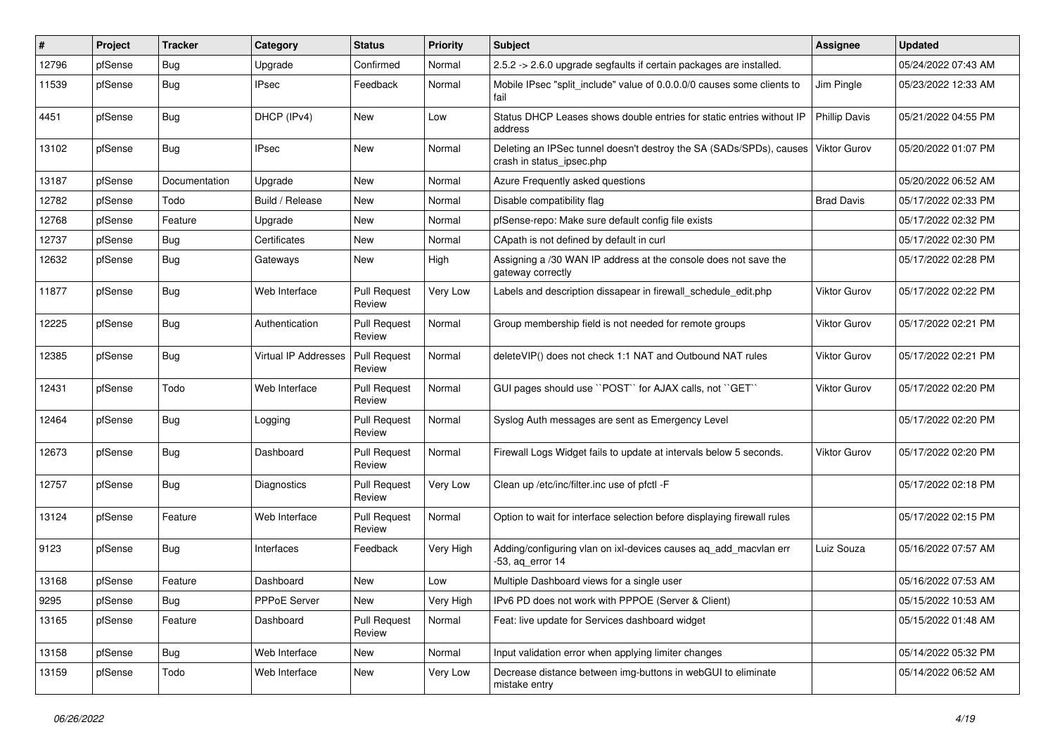| # | Project | Tracker | Category | Status | Priority | Subject | Assignee | Updated |
|---|---|---|---|---|---|---|---|---|
| 12796 | pfSense | Bug | Upgrade | Confirmed | Normal | 2.5.2 -> 2.6.0 upgrade segfaults if certain packages are installed. | | 05/24/2022 07:43 AM |
| 11539 | pfSense | Bug | IPsec | Feedback | Normal | Mobile IPsec "split_include" value of 0.0.0.0/0 causes some clients to fail | Jim Pingle | 05/23/2022 12:33 AM |
| 4451 | pfSense | Bug | DHCP (IPv4) | New | Low | Status DHCP Leases shows double entries for static entries without IP address | Phillip Davis | 05/21/2022 04:55 PM |
| 13102 | pfSense | Bug | IPsec | New | Normal | Deleting an IPSec tunnel doesn't destroy the SA (SADs/SPDs), causes crash in status_ipsec.php | Viktor Gurov | 05/20/2022 01:07 PM |
| 13187 | pfSense | Documentation | Upgrade | New | Normal | Azure Frequently asked questions | | 05/20/2022 06:52 AM |
| 12782 | pfSense | Todo | Build / Release | New | Normal | Disable compatibility flag | Brad Davis | 05/17/2022 02:33 PM |
| 12768 | pfSense | Feature | Upgrade | New | Normal | pfSense-repo: Make sure default config file exists | | 05/17/2022 02:32 PM |
| 12737 | pfSense | Bug | Certificates | New | Normal | CApath is not defined by default in curl | | 05/17/2022 02:30 PM |
| 12632 | pfSense | Bug | Gateways | New | High | Assigning a /30 WAN IP address at the console does not save the gateway correctly | | 05/17/2022 02:28 PM |
| 11877 | pfSense | Bug | Web Interface | Pull Request Review | Very Low | Labels and description dissapear in firewall_schedule_edit.php | Viktor Gurov | 05/17/2022 02:22 PM |
| 12225 | pfSense | Bug | Authentication | Pull Request Review | Normal | Group membership field is not needed for remote groups | Viktor Gurov | 05/17/2022 02:21 PM |
| 12385 | pfSense | Bug | Virtual IP Addresses | Pull Request Review | Normal | deleteVIP() does not check 1:1 NAT and Outbound NAT rules | Viktor Gurov | 05/17/2022 02:21 PM |
| 12431 | pfSense | Todo | Web Interface | Pull Request Review | Normal | GUI pages should use ``POST`` for AJAX calls, not ``GET`` | Viktor Gurov | 05/17/2022 02:20 PM |
| 12464 | pfSense | Bug | Logging | Pull Request Review | Normal | Syslog Auth messages are sent as Emergency Level | | 05/17/2022 02:20 PM |
| 12673 | pfSense | Bug | Dashboard | Pull Request Review | Normal | Firewall Logs Widget fails to update at intervals below 5 seconds. | Viktor Gurov | 05/17/2022 02:20 PM |
| 12757 | pfSense | Bug | Diagnostics | Pull Request Review | Very Low | Clean up /etc/inc/filter.inc use of pfctl -F | | 05/17/2022 02:18 PM |
| 13124 | pfSense | Feature | Web Interface | Pull Request Review | Normal | Option to wait for interface selection before displaying firewall rules | | 05/17/2022 02:15 PM |
| 9123 | pfSense | Bug | Interfaces | Feedback | Very High | Adding/configuring vlan on ixl-devices causes aq_add_macvlan err -53, aq_error 14 | Luiz Souza | 05/16/2022 07:57 AM |
| 13168 | pfSense | Feature | Dashboard | New | Low | Multiple Dashboard views for a single user | | 05/16/2022 07:53 AM |
| 9295 | pfSense | Bug | PPPoE Server | New | Very High | IPv6 PD does not work with PPPOE (Server & Client) | | 05/15/2022 10:53 AM |
| 13165 | pfSense | Feature | Dashboard | Pull Request Review | Normal | Feat: live update for Services dashboard widget | | 05/15/2022 01:48 AM |
| 13158 | pfSense | Bug | Web Interface | New | Normal | Input validation error when applying limiter changes | | 05/14/2022 05:32 PM |
| 13159 | pfSense | Todo | Web Interface | New | Very Low | Decrease distance between img-buttons in webGUI to eliminate mistake entry | | 05/14/2022 06:52 AM |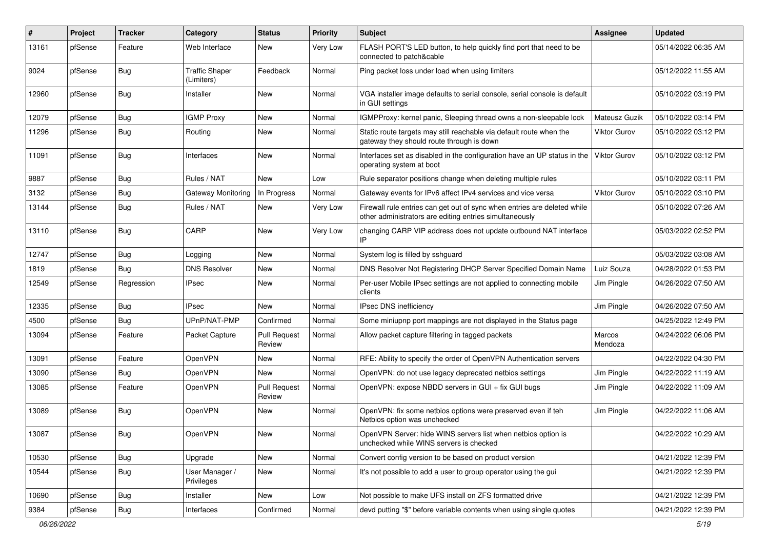| # | Project | Tracker | Category | Status | Priority | Subject | Assignee | Updated |
|---|---|---|---|---|---|---|---|---|
| 13161 | pfSense | Feature | Web Interface | New | Very Low | FLASH PORT'S LED button, to help quickly find port that need to be connected to patch&cable | | 05/14/2022 06:35 AM |
| 9024 | pfSense | Bug | Traffic Shaper (Limiters) | Feedback | Normal | Ping packet loss under load when using limiters | | 05/12/2022 11:55 AM |
| 12960 | pfSense | Bug | Installer | New | Normal | VGA installer image defaults to serial console, serial console is default in GUI settings | | 05/10/2022 03:19 PM |
| 12079 | pfSense | Bug | IGMP Proxy | New | Normal | IGMPProxy: kernel panic, Sleeping thread owns a non-sleepable lock | Mateusz Guzik | 05/10/2022 03:14 PM |
| 11296 | pfSense | Bug | Routing | New | Normal | Static route targets may still reachable via default route when the gateway they should route through is down | Viktor Gurov | 05/10/2022 03:12 PM |
| 11091 | pfSense | Bug | Interfaces | New | Normal | Interfaces set as disabled in the configuration have an UP status in the operating system at boot | Viktor Gurov | 05/10/2022 03:12 PM |
| 9887 | pfSense | Bug | Rules / NAT | New | Low | Rule separator positions change when deleting multiple rules | | 05/10/2022 03:11 PM |
| 3132 | pfSense | Bug | Gateway Monitoring | In Progress | Normal | Gateway events for IPv6 affect IPv4 services and vice versa | Viktor Gurov | 05/10/2022 03:10 PM |
| 13144 | pfSense | Bug | Rules / NAT | New | Very Low | Firewall rule entries can get out of sync when entries are deleted while other administrators are editing entries simultaneously | | 05/10/2022 07:26 AM |
| 13110 | pfSense | Bug | CARP | New | Very Low | changing CARP VIP address does not update outbound NAT interface IP | | 05/03/2022 02:52 PM |
| 12747 | pfSense | Bug | Logging | New | Normal | System log is filled by sshguard | | 05/03/2022 03:08 AM |
| 1819 | pfSense | Bug | DNS Resolver | New | Normal | DNS Resolver Not Registering DHCP Server Specified Domain Name | Luiz Souza | 04/28/2022 01:53 PM |
| 12549 | pfSense | Regression | IPsec | New | Normal | Per-user Mobile IPsec settings are not applied to connecting mobile clients | Jim Pingle | 04/26/2022 07:50 AM |
| 12335 | pfSense | Bug | IPsec | New | Normal | IPsec DNS inefficiency | Jim Pingle | 04/26/2022 07:50 AM |
| 4500 | pfSense | Bug | UPnP/NAT-PMP | Confirmed | Normal | Some miniupnp port mappings are not displayed in the Status page | | 04/25/2022 12:49 PM |
| 13094 | pfSense | Feature | Packet Capture | Pull Request Review | Normal | Allow packet capture filtering in tagged packets | Marcos Mendoza | 04/24/2022 06:06 PM |
| 13091 | pfSense | Feature | OpenVPN | New | Normal | RFE: Ability to specify the order of OpenVPN Authentication servers | | 04/22/2022 04:30 PM |
| 13090 | pfSense | Bug | OpenVPN | New | Normal | OpenVPN: do not use legacy deprecated netbios settings | Jim Pingle | 04/22/2022 11:19 AM |
| 13085 | pfSense | Feature | OpenVPN | Pull Request Review | Normal | OpenVPN: expose NBDD servers in GUI + fix GUI bugs | Jim Pingle | 04/22/2022 11:09 AM |
| 13089 | pfSense | Bug | OpenVPN | New | Normal | OpenVPN: fix some netbios options were preserved even if teh Netbios option was unchecked | Jim Pingle | 04/22/2022 11:06 AM |
| 13087 | pfSense | Bug | OpenVPN | New | Normal | OpenVPN Server: hide WINS servers list when netbios option is unchecked while WINS servers is checked | | 04/22/2022 10:29 AM |
| 10530 | pfSense | Bug | Upgrade | New | Normal | Convert config version to be based on product version | | 04/21/2022 12:39 PM |
| 10544 | pfSense | Bug | User Manager / Privileges | New | Normal | It's not possible to add a user to group operator using the gui | | 04/21/2022 12:39 PM |
| 10690 | pfSense | Bug | Installer | New | Low | Not possible to make UFS install on ZFS formatted drive | | 04/21/2022 12:39 PM |
| 9384 | pfSense | Bug | Interfaces | Confirmed | Normal | devd putting "$" before variable contents when using single quotes | | 04/21/2022 12:39 PM |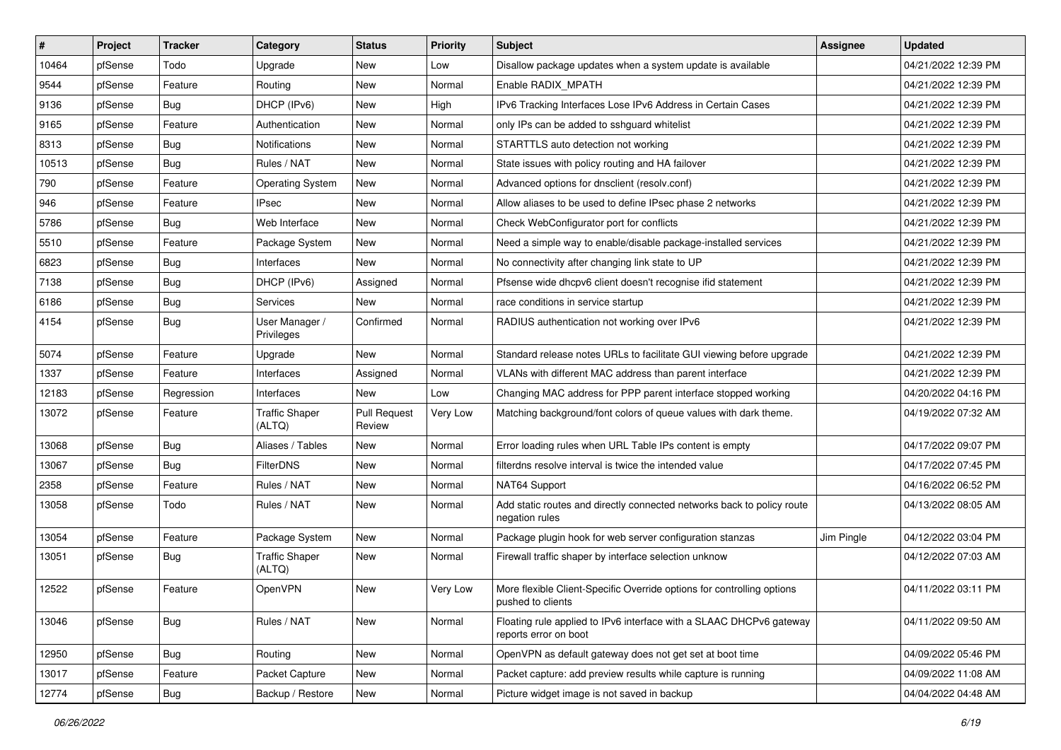| # | Project | Tracker | Category | Status | Priority | Subject | Assignee | Updated |
|---|---|---|---|---|---|---|---|---|
| 10464 | pfSense | Todo | Upgrade | New | Low | Disallow package updates when a system update is available | | 04/21/2022 12:39 PM |
| 9544 | pfSense | Feature | Routing | New | Normal | Enable RADIX_MPATH | | 04/21/2022 12:39 PM |
| 9136 | pfSense | Bug | DHCP (IPv6) | New | High | IPv6 Tracking Interfaces Lose IPv6 Address in Certain Cases | | 04/21/2022 12:39 PM |
| 9165 | pfSense | Feature | Authentication | New | Normal | only IPs can be added to sshguard whitelist | | 04/21/2022 12:39 PM |
| 8313 | pfSense | Bug | Notifications | New | Normal | STARTTLS auto detection not working | | 04/21/2022 12:39 PM |
| 10513 | pfSense | Bug | Rules / NAT | New | Normal | State issues with policy routing and HA failover | | 04/21/2022 12:39 PM |
| 790 | pfSense | Feature | Operating System | New | Normal | Advanced options for dnsclient (resolv.conf) | | 04/21/2022 12:39 PM |
| 946 | pfSense | Feature | IPsec | New | Normal | Allow aliases to be used to define IPsec phase 2 networks | | 04/21/2022 12:39 PM |
| 5786 | pfSense | Bug | Web Interface | New | Normal | Check WebConfigurator port for conflicts | | 04/21/2022 12:39 PM |
| 5510 | pfSense | Feature | Package System | New | Normal | Need a simple way to enable/disable package-installed services | | 04/21/2022 12:39 PM |
| 6823 | pfSense | Bug | Interfaces | New | Normal | No connectivity after changing link state to UP | | 04/21/2022 12:39 PM |
| 7138 | pfSense | Bug | DHCP (IPv6) | Assigned | Normal | Pfsense wide dhcpv6 client doesn't recognise ifid statement | | 04/21/2022 12:39 PM |
| 6186 | pfSense | Bug | Services | New | Normal | race conditions in service startup | | 04/21/2022 12:39 PM |
| 4154 | pfSense | Bug | User Manager / Privileges | Confirmed | Normal | RADIUS authentication not working over IPv6 | | 04/21/2022 12:39 PM |
| 5074 | pfSense | Feature | Upgrade | New | Normal | Standard release notes URLs to facilitate GUI viewing before upgrade | | 04/21/2022 12:39 PM |
| 1337 | pfSense | Feature | Interfaces | Assigned | Normal | VLANs with different MAC address than parent interface | | 04/21/2022 12:39 PM |
| 12183 | pfSense | Regression | Interfaces | New | Low | Changing MAC address for PPP parent interface stopped working | | 04/20/2022 04:16 PM |
| 13072 | pfSense | Feature | Traffic Shaper (ALTQ) | Pull Request Review | Very Low | Matching background/font colors of queue values with dark theme. | | 04/19/2022 07:32 AM |
| 13068 | pfSense | Bug | Aliases / Tables | New | Normal | Error loading rules when URL Table IPs content is empty | | 04/17/2022 09:07 PM |
| 13067 | pfSense | Bug | FilterDNS | New | Normal | filterdns resolve interval is twice the intended value | | 04/17/2022 07:45 PM |
| 2358 | pfSense | Feature | Rules / NAT | New | Normal | NAT64 Support | | 04/16/2022 06:52 PM |
| 13058 | pfSense | Todo | Rules / NAT | New | Normal | Add static routes and directly connected networks back to policy route negation rules | | 04/13/2022 08:05 AM |
| 13054 | pfSense | Feature | Package System | New | Normal | Package plugin hook for web server configuration stanzas | Jim Pingle | 04/12/2022 03:04 PM |
| 13051 | pfSense | Bug | Traffic Shaper (ALTQ) | New | Normal | Firewall traffic shaper by interface selection unknow | | 04/12/2022 07:03 AM |
| 12522 | pfSense | Feature | OpenVPN | New | Very Low | More flexible Client-Specific Override options for controlling options pushed to clients | | 04/11/2022 03:11 PM |
| 13046 | pfSense | Bug | Rules / NAT | New | Normal | Floating rule applied to IPv6 interface with a SLAAC DHCPv6 gateway reports error on boot | | 04/11/2022 09:50 AM |
| 12950 | pfSense | Bug | Routing | New | Normal | OpenVPN as default gateway does not get set at boot time | | 04/09/2022 05:46 PM |
| 13017 | pfSense | Feature | Packet Capture | New | Normal | Packet capture: add preview results while capture is running | | 04/09/2022 11:08 AM |
| 12774 | pfSense | Bug | Backup / Restore | New | Normal | Picture widget image is not saved in backup | | 04/04/2022 04:48 AM |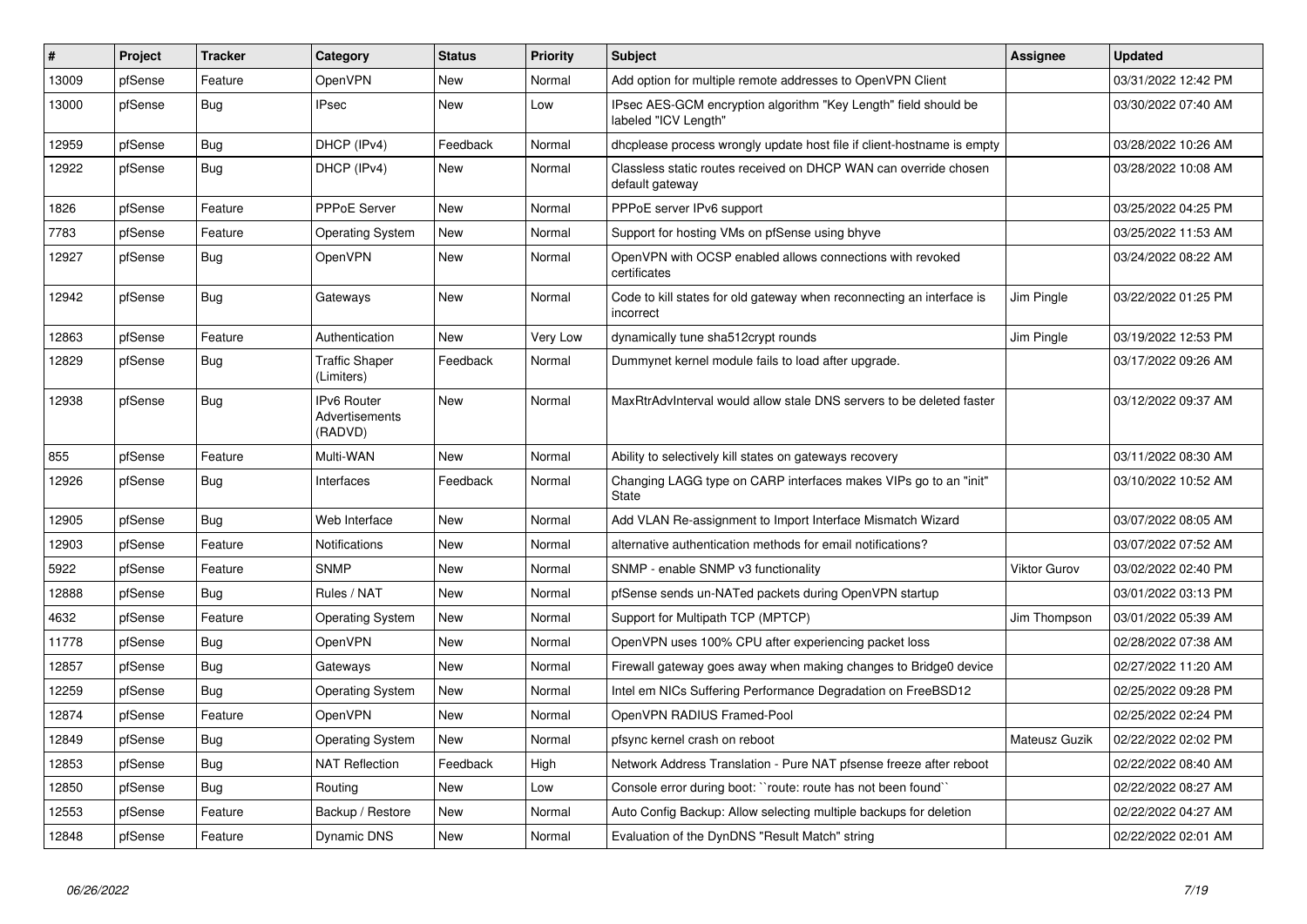| # | Project | Tracker | Category | Status | Priority | Subject | Assignee | Updated |
|---|---|---|---|---|---|---|---|---|
| 13009 | pfSense | Feature | OpenVPN | New | Normal | Add option for multiple remote addresses to OpenVPN Client | | 03/31/2022 12:42 PM |
| 13000 | pfSense | Bug | IPsec | New | Low | IPsec AES-GCM encryption algorithm "Key Length" field should be labeled "ICV Length" | | 03/30/2022 07:40 AM |
| 12959 | pfSense | Bug | DHCP (IPv4) | Feedback | Normal | dhcplease process wrongly update host file if client-hostname is empty | | 03/28/2022 10:26 AM |
| 12922 | pfSense | Bug | DHCP (IPv4) | New | Normal | Classless static routes received on DHCP WAN can override chosen default gateway | | 03/28/2022 10:08 AM |
| 1826 | pfSense | Feature | PPPoE Server | New | Normal | PPPoE server IPv6 support | | 03/25/2022 04:25 PM |
| 7783 | pfSense | Feature | Operating System | New | Normal | Support for hosting VMs on pfSense using bhyve | | 03/25/2022 11:53 AM |
| 12927 | pfSense | Bug | OpenVPN | New | Normal | OpenVPN with OCSP enabled allows connections with revoked certificates | | 03/24/2022 08:22 AM |
| 12942 | pfSense | Bug | Gateways | New | Normal | Code to kill states for old gateway when reconnecting an interface is incorrect | Jim Pingle | 03/22/2022 01:25 PM |
| 12863 | pfSense | Feature | Authentication | New | Very Low | dynamically tune sha512crypt rounds | Jim Pingle | 03/19/2022 12:53 PM |
| 12829 | pfSense | Bug | Traffic Shaper (Limiters) | Feedback | Normal | Dummynet kernel module fails to load after upgrade. | | 03/17/2022 09:26 AM |
| 12938 | pfSense | Bug | IPv6 Router Advertisements (RADVD) | New | Normal | MaxRtrAdvInterval would allow stale DNS servers to be deleted faster | | 03/12/2022 09:37 AM |
| 855 | pfSense | Feature | Multi-WAN | New | Normal | Ability to selectively kill states on gateways recovery | | 03/11/2022 08:30 AM |
| 12926 | pfSense | Bug | Interfaces | Feedback | Normal | Changing LAGG type on CARP interfaces makes VIPs go to an "init" State | | 03/10/2022 10:52 AM |
| 12905 | pfSense | Bug | Web Interface | New | Normal | Add VLAN Re-assignment to Import Interface Mismatch Wizard | | 03/07/2022 08:05 AM |
| 12903 | pfSense | Feature | Notifications | New | Normal | alternative authentication methods for email notifications? | | 03/07/2022 07:52 AM |
| 5922 | pfSense | Feature | SNMP | New | Normal | SNMP - enable SNMP v3 functionality | Viktor Gurov | 03/02/2022 02:40 PM |
| 12888 | pfSense | Bug | Rules / NAT | New | Normal | pfSense sends un-NATed packets during OpenVPN startup | | 03/01/2022 03:13 PM |
| 4632 | pfSense | Feature | Operating System | New | Normal | Support for Multipath TCP (MPTCP) | Jim Thompson | 03/01/2022 05:39 AM |
| 11778 | pfSense | Bug | OpenVPN | New | Normal | OpenVPN uses 100% CPU after experiencing packet loss | | 02/28/2022 07:38 AM |
| 12857 | pfSense | Bug | Gateways | New | Normal | Firewall gateway goes away when making changes to Bridge0 device | | 02/27/2022 11:20 AM |
| 12259 | pfSense | Bug | Operating System | New | Normal | Intel em NICs Suffering Performance Degradation on FreeBSD12 | | 02/25/2022 09:28 PM |
| 12874 | pfSense | Feature | OpenVPN | New | Normal | OpenVPN RADIUS Framed-Pool | | 02/25/2022 02:24 PM |
| 12849 | pfSense | Bug | Operating System | New | Normal | pfsync kernel crash on reboot | Mateusz Guzik | 02/22/2022 02:02 PM |
| 12853 | pfSense | Bug | NAT Reflection | Feedback | High | Network Address Translation - Pure NAT pfsense freeze after reboot | | 02/22/2022 08:40 AM |
| 12850 | pfSense | Bug | Routing | New | Low | Console error during boot: ``route: route has not been found`` | | 02/22/2022 08:27 AM |
| 12553 | pfSense | Feature | Backup / Restore | New | Normal | Auto Config Backup: Allow selecting multiple backups for deletion | | 02/22/2022 04:27 AM |
| 12848 | pfSense | Feature | Dynamic DNS | New | Normal | Evaluation of the DynDNS "Result Match" string | | 02/22/2022 02:01 AM |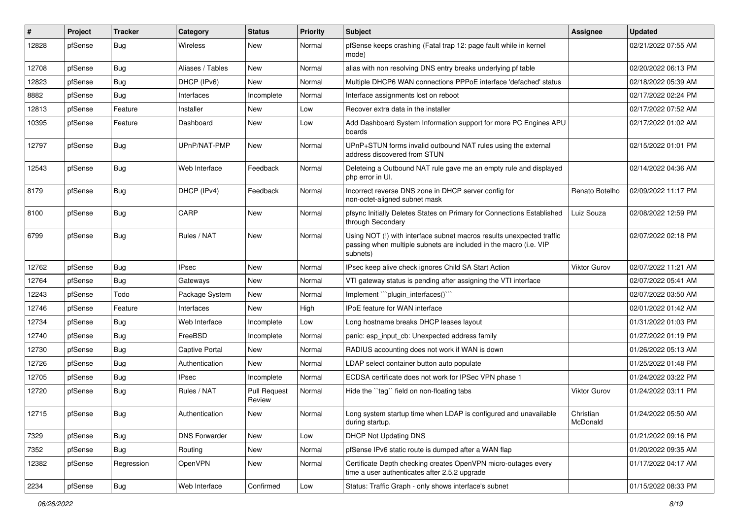| # | Project | Tracker | Category | Status | Priority | Subject | Assignee | Updated |
|---|---|---|---|---|---|---|---|---|
| 12828 | pfSense | Bug | Wireless | New | Normal | pfSense keeps crashing (Fatal trap 12: page fault while in kernel mode) | | 02/21/2022 07:55 AM |
| 12708 | pfSense | Bug | Aliases / Tables | New | Normal | alias with non resolving DNS entry breaks underlying pf table | | 02/20/2022 06:13 PM |
| 12823 | pfSense | Bug | DHCP (IPv6) | New | Normal | Multiple DHCP6 WAN connections PPPoE interface 'defached' status | | 02/18/2022 05:39 AM |
| 8882 | pfSense | Bug | Interfaces | Incomplete | Normal | Interface assignments lost on reboot | | 02/17/2022 02:24 PM |
| 12813 | pfSense | Feature | Installer | New | Low | Recover extra data in the installer | | 02/17/2022 07:52 AM |
| 10395 | pfSense | Feature | Dashboard | New | Low | Add Dashboard System Information support for more PC Engines APU boards | | 02/17/2022 01:02 AM |
| 12797 | pfSense | Bug | UPnP/NAT-PMP | New | Normal | UPnP+STUN forms invalid outbound NAT rules using the external address discovered from STUN | | 02/15/2022 01:01 PM |
| 12543 | pfSense | Bug | Web Interface | Feedback | Normal | Deleteing a Outbound NAT rule gave me an empty rule and displayed php error in UI. | | 02/14/2022 04:36 AM |
| 8179 | pfSense | Bug | DHCP (IPv4) | Feedback | Normal | Incorrect reverse DNS zone in DHCP server config for non-octet-aligned subnet mask | Renato Botelho | 02/09/2022 11:17 PM |
| 8100 | pfSense | Bug | CARP | New | Normal | pfsync Initially Deletes States on Primary for Connections Established through Secondary | Luiz Souza | 02/08/2022 12:59 PM |
| 6799 | pfSense | Bug | Rules / NAT | New | Normal | Using NOT (!) with interface subnet macros results unexpected traffic passing when multiple subnets are included in the macro (i.e. VIP subnets) | | 02/07/2022 02:18 PM |
| 12762 | pfSense | Bug | IPsec | New | Normal | IPsec keep alive check ignores Child SA Start Action | Viktor Gurov | 02/07/2022 11:21 AM |
| 12764 | pfSense | Bug | Gateways | New | Normal | VTI gateway status is pending after assigning the VTI interface | | 02/07/2022 05:41 AM |
| 12243 | pfSense | Todo | Package System | New | Normal | Implement ```plugin_interfaces()``` | | 02/07/2022 03:50 AM |
| 12746 | pfSense | Feature | Interfaces | New | High | IPoE feature for WAN interface | | 02/01/2022 01:42 AM |
| 12734 | pfSense | Bug | Web Interface | Incomplete | Low | Long hostname breaks DHCP leases layout | | 01/31/2022 01:03 PM |
| 12740 | pfSense | Bug | FreeBSD | Incomplete | Normal | panic: esp_input_cb: Unexpected address family | | 01/27/2022 01:19 PM |
| 12730 | pfSense | Bug | Captive Portal | New | Normal | RADIUS accounting does not work if WAN is down | | 01/26/2022 05:13 AM |
| 12726 | pfSense | Bug | Authentication | New | Normal | LDAP select container button auto populate | | 01/25/2022 01:48 PM |
| 12705 | pfSense | Bug | IPsec | Incomplete | Normal | ECDSA certificate does not work for IPSec VPN phase 1 | | 01/24/2022 03:22 PM |
| 12720 | pfSense | Bug | Rules / NAT | Pull Request Review | Normal | Hide the ``tag`` field on non-floating tabs | Viktor Gurov | 01/24/2022 03:11 PM |
| 12715 | pfSense | Bug | Authentication | New | Normal | Long system startup time when LDAP is configured and unavailable during startup. | Christian McDonald | 01/24/2022 05:50 AM |
| 7329 | pfSense | Bug | DNS Forwarder | New | Low | DHCP Not Updating DNS | | 01/21/2022 09:16 PM |
| 7352 | pfSense | Bug | Routing | New | Normal | pfSense IPv6 static route is dumped after a WAN flap | | 01/20/2022 09:35 AM |
| 12382 | pfSense | Regression | OpenVPN | New | Normal | Certificate Depth checking creates OpenVPN micro-outages every time a user authenticates after 2.5.2 upgrade | | 01/17/2022 04:17 AM |
| 2234 | pfSense | Bug | Web Interface | Confirmed | Low | Status: Traffic Graph - only shows interface's subnet | | 01/15/2022 08:33 PM |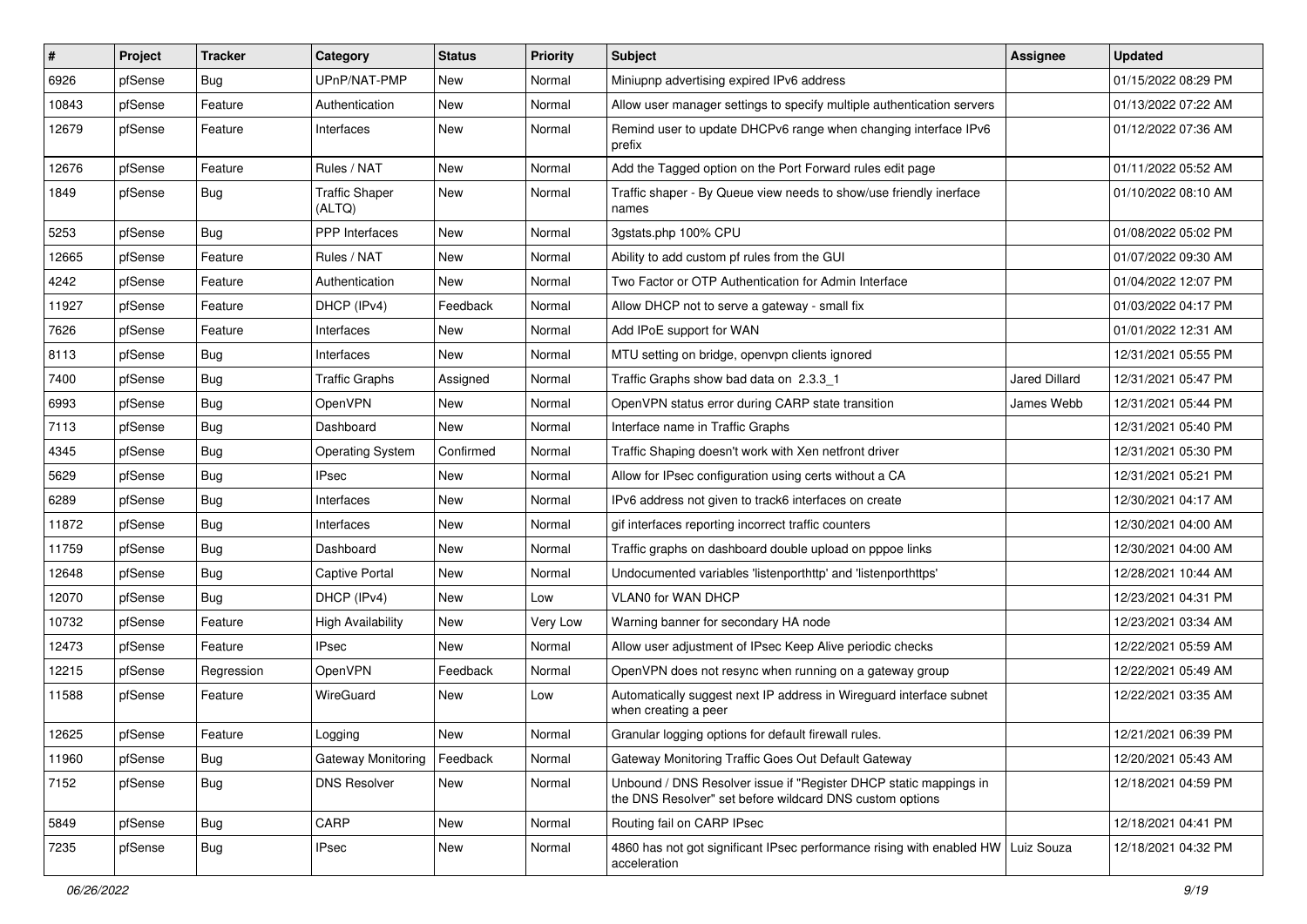| # | Project | Tracker | Category | Status | Priority | Subject | Assignee | Updated |
|---|---|---|---|---|---|---|---|---|
| 6926 | pfSense | Bug | UPnP/NAT-PMP | New | Normal | Miniupnp advertising expired IPv6 address | | 01/15/2022 08:29 PM |
| 10843 | pfSense | Feature | Authentication | New | Normal | Allow user manager settings to specify multiple authentication servers | | 01/13/2022 07:22 AM |
| 12679 | pfSense | Feature | Interfaces | New | Normal | Remind user to update DHCPv6 range when changing interface IPv6 prefix | | 01/12/2022 07:36 AM |
| 12676 | pfSense | Feature | Rules / NAT | New | Normal | Add the Tagged option on the Port Forward rules edit page | | 01/11/2022 05:52 AM |
| 1849 | pfSense | Bug | Traffic Shaper (ALTQ) | New | Normal | Traffic shaper - By Queue view needs to show/use friendly inerface names | | 01/10/2022 08:10 AM |
| 5253 | pfSense | Bug | PPP Interfaces | New | Normal | 3gstats.php 100% CPU | | 01/08/2022 05:02 PM |
| 12665 | pfSense | Feature | Rules / NAT | New | Normal | Ability to add custom pf rules from the GUI | | 01/07/2022 09:30 AM |
| 4242 | pfSense | Feature | Authentication | New | Normal | Two Factor or OTP Authentication for Admin Interface | | 01/04/2022 12:07 PM |
| 11927 | pfSense | Feature | DHCP (IPv4) | Feedback | Normal | Allow DHCP not to serve a gateway - small fix | | 01/03/2022 04:17 PM |
| 7626 | pfSense | Feature | Interfaces | New | Normal | Add IPoE support for WAN | | 01/01/2022 12:31 AM |
| 8113 | pfSense | Bug | Interfaces | New | Normal | MTU setting on bridge, openvpn clients ignored | | 12/31/2021 05:55 PM |
| 7400 | pfSense | Bug | Traffic Graphs | Assigned | Normal | Traffic Graphs show bad data on 2.3.3_1 | Jared Dillard | 12/31/2021 05:47 PM |
| 6993 | pfSense | Bug | OpenVPN | New | Normal | OpenVPN status error during CARP state transition | James Webb | 12/31/2021 05:44 PM |
| 7113 | pfSense | Bug | Dashboard | New | Normal | Interface name in Traffic Graphs | | 12/31/2021 05:40 PM |
| 4345 | pfSense | Bug | Operating System | Confirmed | Normal | Traffic Shaping doesn't work with Xen netfront driver | | 12/31/2021 05:30 PM |
| 5629 | pfSense | Bug | IPsec | New | Normal | Allow for IPsec configuration using certs without a CA | | 12/31/2021 05:21 PM |
| 6289 | pfSense | Bug | Interfaces | New | Normal | IPv6 address not given to track6 interfaces on create | | 12/30/2021 04:17 AM |
| 11872 | pfSense | Bug | Interfaces | New | Normal | gif interfaces reporting incorrect traffic counters | | 12/30/2021 04:00 AM |
| 11759 | pfSense | Bug | Dashboard | New | Normal | Traffic graphs on dashboard double upload on pppoe links | | 12/30/2021 04:00 AM |
| 12648 | pfSense | Bug | Captive Portal | New | Normal | Undocumented variables 'listenporthttp' and 'listenporthttps' | | 12/28/2021 10:44 AM |
| 12070 | pfSense | Bug | DHCP (IPv4) | New | Low | VLAN0 for WAN DHCP | | 12/23/2021 04:31 PM |
| 10732 | pfSense | Feature | High Availability | New | Very Low | Warning banner for secondary HA node | | 12/23/2021 03:34 AM |
| 12473 | pfSense | Feature | IPsec | New | Normal | Allow user adjustment of IPsec Keep Alive periodic checks | | 12/22/2021 05:59 AM |
| 12215 | pfSense | Regression | OpenVPN | Feedback | Normal | OpenVPN does not resync when running on a gateway group | | 12/22/2021 05:49 AM |
| 11588 | pfSense | Feature | WireGuard | New | Low | Automatically suggest next IP address in Wireguard interface subnet when creating a peer | | 12/22/2021 03:35 AM |
| 12625 | pfSense | Feature | Logging | New | Normal | Granular logging options for default firewall rules. | | 12/21/2021 06:39 PM |
| 11960 | pfSense | Bug | Gateway Monitoring | Feedback | Normal | Gateway Monitoring Traffic Goes Out Default Gateway | | 12/20/2021 05:43 AM |
| 7152 | pfSense | Bug | DNS Resolver | New | Normal | Unbound / DNS Resolver issue if "Register DHCP static mappings in the DNS Resolver" set before wildcard DNS custom options | | 12/18/2021 04:59 PM |
| 5849 | pfSense | Bug | CARP | New | Normal | Routing fail on CARP IPsec | | 12/18/2021 04:41 PM |
| 7235 | pfSense | Bug | IPsec | New | Normal | 4860 has not got significant IPsec performance rising with enabled HW acceleration | Luiz Souza | 12/18/2021 04:32 PM |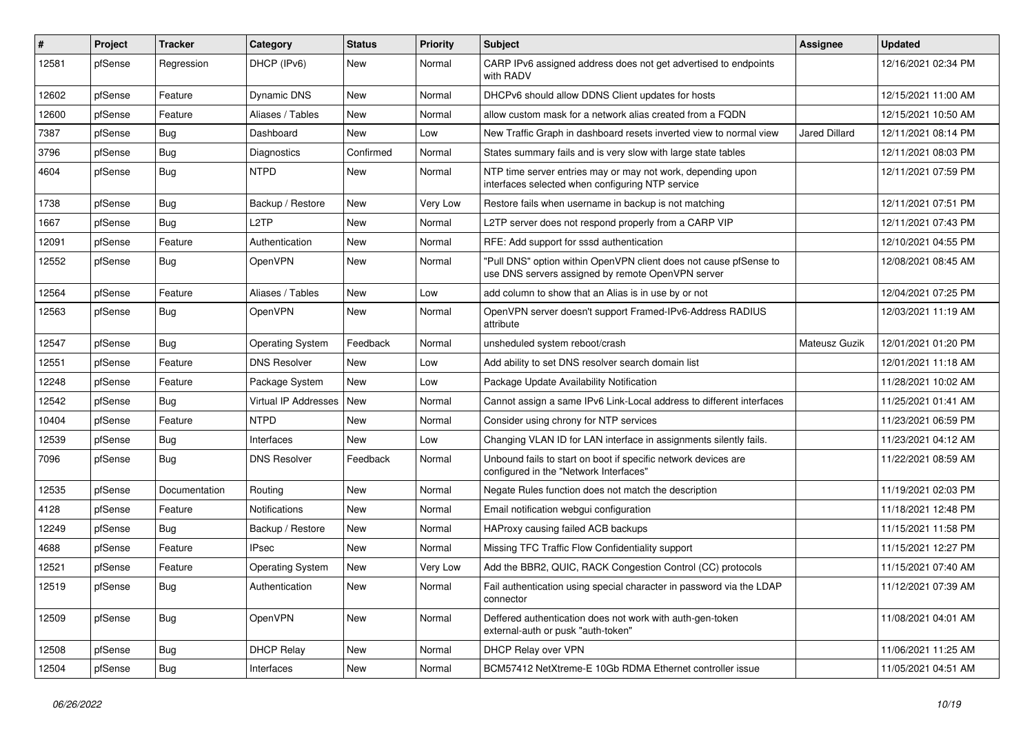| # | Project | Tracker | Category | Status | Priority | Subject | Assignee | Updated |
|---|---|---|---|---|---|---|---|---|
| 12581 | pfSense | Regression | DHCP (IPv6) | New | Normal | CARP IPv6 assigned address does not get advertised to endpoints with RADV | | 12/16/2021 02:34 PM |
| 12602 | pfSense | Feature | Dynamic DNS | New | Normal | DHCPv6 should allow DDNS Client updates for hosts | | 12/15/2021 11:00 AM |
| 12600 | pfSense | Feature | Aliases / Tables | New | Normal | allow custom mask for a network alias created from a FQDN | | 12/15/2021 10:50 AM |
| 7387 | pfSense | Bug | Dashboard | New | Low | New Traffic Graph in dashboard resets inverted view to normal view | Jared Dillard | 12/11/2021 08:14 PM |
| 3796 | pfSense | Bug | Diagnostics | Confirmed | Normal | States summary fails and is very slow with large state tables | | 12/11/2021 08:03 PM |
| 4604 | pfSense | Bug | NTPD | New | Normal | NTP time server entries may or may not work, depending upon interfaces selected when configuring NTP service | | 12/11/2021 07:59 PM |
| 1738 | pfSense | Bug | Backup / Restore | New | Very Low | Restore fails when username in backup is not matching | | 12/11/2021 07:51 PM |
| 1667 | pfSense | Bug | L2TP | New | Normal | L2TP server does not respond properly from a CARP VIP | | 12/11/2021 07:43 PM |
| 12091 | pfSense | Feature | Authentication | New | Normal | RFE: Add support for sssd authentication | | 12/10/2021 04:55 PM |
| 12552 | pfSense | Bug | OpenVPN | New | Normal | "Pull DNS" option within OpenVPN client does not cause pfSense to use DNS servers assigned by remote OpenVPN server | | 12/08/2021 08:45 AM |
| 12564 | pfSense | Feature | Aliases / Tables | New | Low | add column to show that an Alias is in use by or not | | 12/04/2021 07:25 PM |
| 12563 | pfSense | Bug | OpenVPN | New | Normal | OpenVPN server doesn't support Framed-IPv6-Address RADIUS attribute | | 12/03/2021 11:19 AM |
| 12547 | pfSense | Bug | Operating System | Feedback | Normal | unsheduled system reboot/crash | Mateusz Guzik | 12/01/2021 01:20 PM |
| 12551 | pfSense | Feature | DNS Resolver | New | Low | Add ability to set DNS resolver search domain list | | 12/01/2021 11:18 AM |
| 12248 | pfSense | Feature | Package System | New | Low | Package Update Availability Notification | | 11/28/2021 10:02 AM |
| 12542 | pfSense | Bug | Virtual IP Addresses | New | Normal | Cannot assign a same IPv6 Link-Local address to different interfaces | | 11/25/2021 01:41 AM |
| 10404 | pfSense | Feature | NTPD | New | Normal | Consider using chrony for NTP services | | 11/23/2021 06:59 PM |
| 12539 | pfSense | Bug | Interfaces | New | Low | Changing VLAN ID for LAN interface in assignments silently fails. | | 11/23/2021 04:12 AM |
| 7096 | pfSense | Bug | DNS Resolver | Feedback | Normal | Unbound fails to start on boot if specific network devices are configured in the "Network Interfaces" | | 11/22/2021 08:59 AM |
| 12535 | pfSense | Documentation | Routing | New | Normal | Negate Rules function does not match the description | | 11/19/2021 02:03 PM |
| 4128 | pfSense | Feature | Notifications | New | Normal | Email notification webgui configuration | | 11/18/2021 12:48 PM |
| 12249 | pfSense | Bug | Backup / Restore | New | Normal | HAProxy causing failed ACB backups | | 11/15/2021 11:58 PM |
| 4688 | pfSense | Feature | IPsec | New | Normal | Missing TFC Traffic Flow Confidentiality support | | 11/15/2021 12:27 PM |
| 12521 | pfSense | Feature | Operating System | New | Very Low | Add the BBR2, QUIC, RACK Congestion Control (CC) protocols | | 11/15/2021 07:40 AM |
| 12519 | pfSense | Bug | Authentication | New | Normal | Fail authentication using special character in password via the LDAP connector | | 11/12/2021 07:39 AM |
| 12509 | pfSense | Bug | OpenVPN | New | Normal | Deffered authentication does not work with auth-gen-token external-auth or pusk "auth-token" | | 11/08/2021 04:01 AM |
| 12508 | pfSense | Bug | DHCP Relay | New | Normal | DHCP Relay over VPN | | 11/06/2021 11:25 AM |
| 12504 | pfSense | Bug | Interfaces | New | Normal | BCM57412 NetXtreme-E 10Gb RDMA Ethernet controller issue | | 11/05/2021 04:51 AM |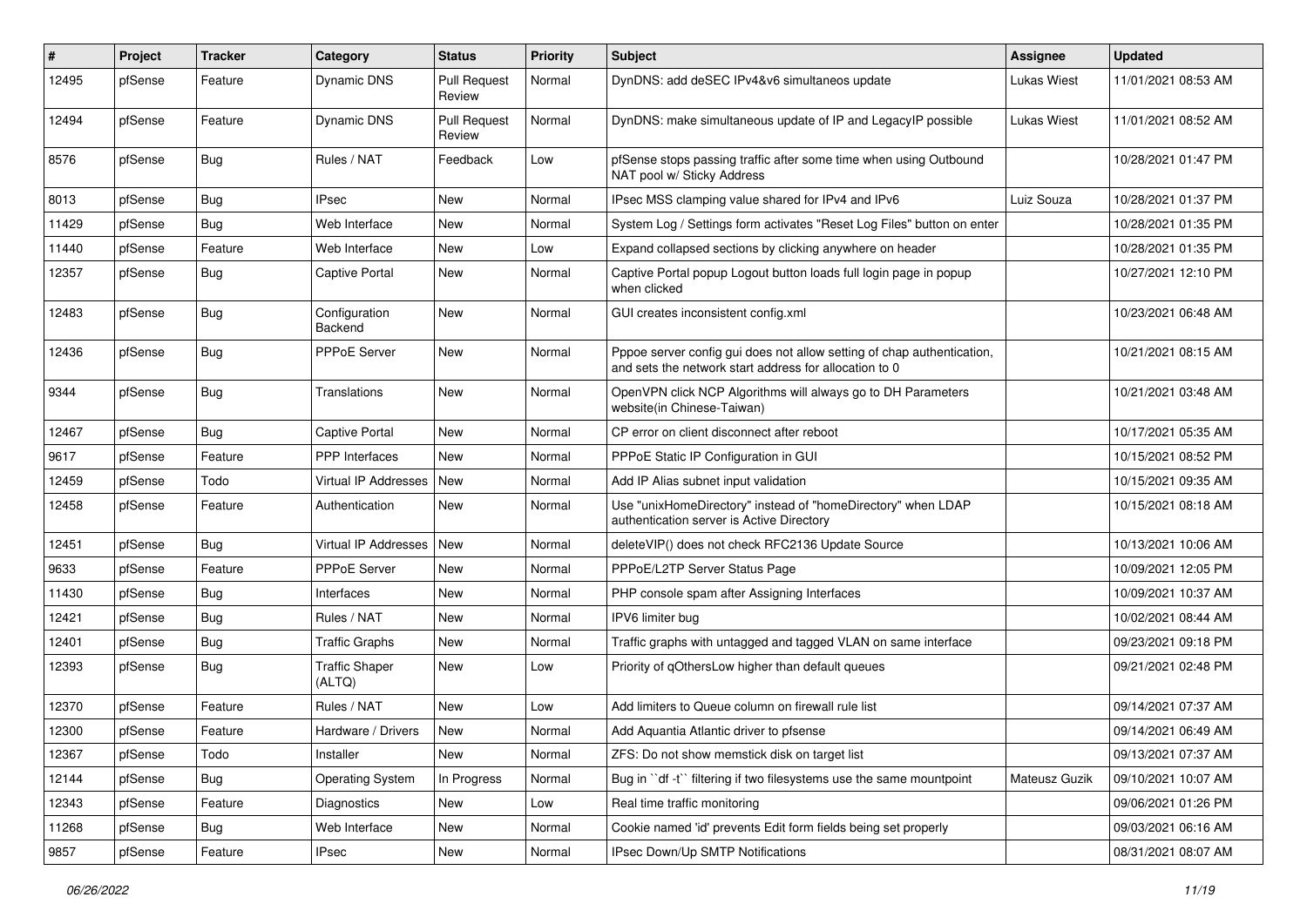| # | Project | Tracker | Category | Status | Priority | Subject | Assignee | Updated |
|---|---|---|---|---|---|---|---|---|
| 12495 | pfSense | Feature | Dynamic DNS | Pull Request Review | Normal | DynDNS: add deSEC IPv4&v6 simultaneos update | Lukas Wiest | 11/01/2021 08:53 AM |
| 12494 | pfSense | Feature | Dynamic DNS | Pull Request Review | Normal | DynDNS: make simultaneous update of IP and LegacyIP possible | Lukas Wiest | 11/01/2021 08:52 AM |
| 8576 | pfSense | Bug | Rules / NAT | Feedback | Low | pfSense stops passing traffic after some time when using Outbound NAT pool w/ Sticky Address | | 10/28/2021 01:47 PM |
| 8013 | pfSense | Bug | IPsec | New | Normal | IPsec MSS clamping value shared for IPv4 and IPv6 | Luiz Souza | 10/28/2021 01:37 PM |
| 11429 | pfSense | Bug | Web Interface | New | Normal | System Log / Settings form activates "Reset Log Files" button on enter | | 10/28/2021 01:35 PM |
| 11440 | pfSense | Feature | Web Interface | New | Low | Expand collapsed sections by clicking anywhere on header | | 10/28/2021 01:35 PM |
| 12357 | pfSense | Bug | Captive Portal | New | Normal | Captive Portal popup Logout button loads full login page in popup when clicked | | 10/27/2021 12:10 PM |
| 12483 | pfSense | Bug | Configuration Backend | New | Normal | GUI creates inconsistent config.xml | | 10/23/2021 06:48 AM |
| 12436 | pfSense | Bug | PPPoE Server | New | Normal | Pppoe server config gui does not allow setting of chap authentication, and sets the network start address for allocation to 0 | | 10/21/2021 08:15 AM |
| 9344 | pfSense | Bug | Translations | New | Normal | OpenVPN click NCP Algorithms will always go to DH Parameters website(in Chinese-Taiwan) | | 10/21/2021 03:48 AM |
| 12467 | pfSense | Bug | Captive Portal | New | Normal | CP error on client disconnect after reboot | | 10/17/2021 05:35 AM |
| 9617 | pfSense | Feature | PPP Interfaces | New | Normal | PPPoE Static IP Configuration in GUI | | 10/15/2021 08:52 PM |
| 12459 | pfSense | Todo | Virtual IP Addresses | New | Normal | Add IP Alias subnet input validation | | 10/15/2021 09:35 AM |
| 12458 | pfSense | Feature | Authentication | New | Normal | Use "unixHomeDirectory" instead of "homeDirectory" when LDAP authentication server is Active Directory | | 10/15/2021 08:18 AM |
| 12451 | pfSense | Bug | Virtual IP Addresses | New | Normal | deleteVIP() does not check RFC2136 Update Source | | 10/13/2021 10:06 AM |
| 9633 | pfSense | Feature | PPPoE Server | New | Normal | PPPoE/L2TP Server Status Page | | 10/09/2021 12:05 PM |
| 11430 | pfSense | Bug | Interfaces | New | Normal | PHP console spam after Assigning Interfaces | | 10/09/2021 10:37 AM |
| 12421 | pfSense | Bug | Rules / NAT | New | Normal | IPV6 limiter bug | | 10/02/2021 08:44 AM |
| 12401 | pfSense | Bug | Traffic Graphs | New | Normal | Traffic graphs with untagged and tagged VLAN on same interface | | 09/23/2021 09:18 PM |
| 12393 | pfSense | Bug | Traffic Shaper (ALTQ) | New | Low | Priority of qOthersLow higher than default queues | | 09/21/2021 02:48 PM |
| 12370 | pfSense | Feature | Rules / NAT | New | Low | Add limiters to Queue column on firewall rule list | | 09/14/2021 07:37 AM |
| 12300 | pfSense | Feature | Hardware / Drivers | New | Normal | Add Aquantia Atlantic driver to pfsense | | 09/14/2021 06:49 AM |
| 12367 | pfSense | Todo | Installer | New | Normal | ZFS: Do not show memstick disk on target list | | 09/13/2021 07:37 AM |
| 12144 | pfSense | Bug | Operating System | In Progress | Normal | Bug in ``df -t`` filtering if two filesystems use the same mountpoint | Mateusz Guzik | 09/10/2021 10:07 AM |
| 12343 | pfSense | Feature | Diagnostics | New | Low | Real time traffic monitoring | | 09/06/2021 01:26 PM |
| 11268 | pfSense | Bug | Web Interface | New | Normal | Cookie named 'id' prevents Edit form fields being set properly | | 09/03/2021 06:16 AM |
| 9857 | pfSense | Feature | IPsec | New | Normal | IPsec Down/Up SMTP Notifications | | 08/31/2021 08:07 AM |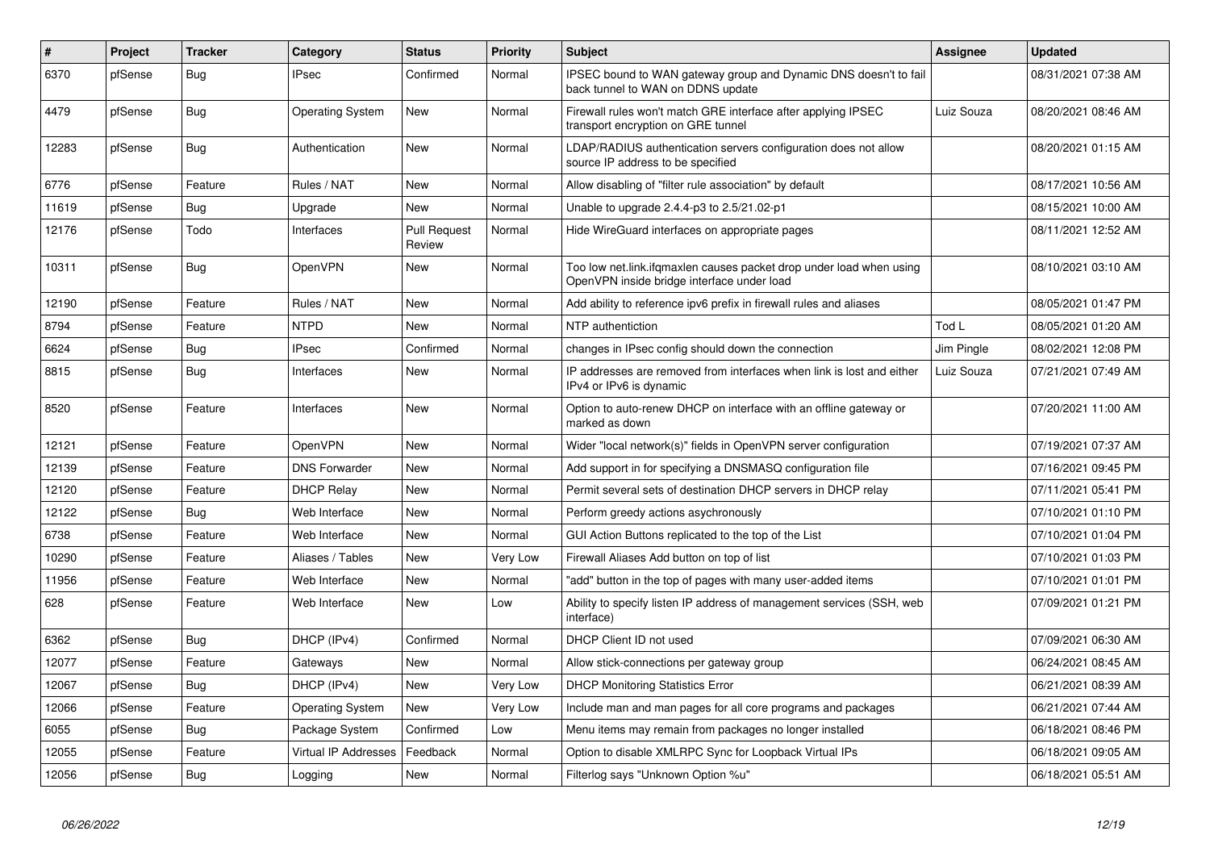| # | Project | Tracker | Category | Status | Priority | Subject | Assignee | Updated |
|---|---|---|---|---|---|---|---|---|
| 6370 | pfSense | Bug | IPsec | Confirmed | Normal | IPSEC bound to WAN gateway group and Dynamic DNS doesn't to fail back tunnel to WAN on DDNS update | | 08/31/2021 07:38 AM |
| 4479 | pfSense | Bug | Operating System | New | Normal | Firewall rules won't match GRE interface after applying IPSEC transport encryption on GRE tunnel | Luiz Souza | 08/20/2021 08:46 AM |
| 12283 | pfSense | Bug | Authentication | New | Normal | LDAP/RADIUS authentication servers configuration does not allow source IP address to be specified | | 08/20/2021 01:15 AM |
| 6776 | pfSense | Feature | Rules / NAT | New | Normal | Allow disabling of "filter rule association" by default | | 08/17/2021 10:56 AM |
| 11619 | pfSense | Bug | Upgrade | New | Normal | Unable to upgrade 2.4.4-p3 to 2.5/21.02-p1 | | 08/15/2021 10:00 AM |
| 12176 | pfSense | Todo | Interfaces | Pull Request Review | Normal | Hide WireGuard interfaces on appropriate pages | | 08/11/2021 12:52 AM |
| 10311 | pfSense | Bug | OpenVPN | New | Normal | Too low net.link.ifqmaxlen causes packet drop under load when using OpenVPN inside bridge interface under load | | 08/10/2021 03:10 AM |
| 12190 | pfSense | Feature | Rules / NAT | New | Normal | Add ability to reference ipv6 prefix in firewall rules and aliases | | 08/05/2021 01:47 PM |
| 8794 | pfSense | Feature | NTPD | New | Normal | NTP authentiction | Tod L | 08/05/2021 01:20 AM |
| 6624 | pfSense | Bug | IPsec | Confirmed | Normal | changes in IPsec config should down the connection | Jim Pingle | 08/02/2021 12:08 PM |
| 8815 | pfSense | Bug | Interfaces | New | Normal | IP addresses are removed from interfaces when link is lost and either IPv4 or IPv6 is dynamic | Luiz Souza | 07/21/2021 07:49 AM |
| 8520 | pfSense | Feature | Interfaces | New | Normal | Option to auto-renew DHCP on interface with an offline gateway or marked as down | | 07/20/2021 11:00 AM |
| 12121 | pfSense | Feature | OpenVPN | New | Normal | Wider "local network(s)" fields in OpenVPN server configuration | | 07/19/2021 07:37 AM |
| 12139 | pfSense | Feature | DNS Forwarder | New | Normal | Add support in for specifying a DNSMASQ configuration file | | 07/16/2021 09:45 PM |
| 12120 | pfSense | Feature | DHCP Relay | New | Normal | Permit several sets of destination DHCP servers in DHCP relay | | 07/11/2021 05:41 PM |
| 12122 | pfSense | Bug | Web Interface | New | Normal | Perform greedy actions asychronously | | 07/10/2021 01:10 PM |
| 6738 | pfSense | Feature | Web Interface | New | Normal | GUI Action Buttons replicated to the top of the List | | 07/10/2021 01:04 PM |
| 10290 | pfSense | Feature | Aliases / Tables | New | Very Low | Firewall Aliases Add button on top of list | | 07/10/2021 01:03 PM |
| 11956 | pfSense | Feature | Web Interface | New | Normal | "add" button in the top of pages with many user-added items | | 07/10/2021 01:01 PM |
| 628 | pfSense | Feature | Web Interface | New | Low | Ability to specify listen IP address of management services (SSH, web interface) | | 07/09/2021 01:21 PM |
| 6362 | pfSense | Bug | DHCP (IPv4) | Confirmed | Normal | DHCP Client ID not used | | 07/09/2021 06:30 AM |
| 12077 | pfSense | Feature | Gateways | New | Normal | Allow stick-connections per gateway group | | 06/24/2021 08:45 AM |
| 12067 | pfSense | Bug | DHCP (IPv4) | New | Very Low | DHCP Monitoring Statistics Error | | 06/21/2021 08:39 AM |
| 12066 | pfSense | Feature | Operating System | New | Very Low | Include man and man pages for all core programs and packages | | 06/21/2021 07:44 AM |
| 6055 | pfSense | Bug | Package System | Confirmed | Low | Menu items may remain from packages no longer installed | | 06/18/2021 08:46 PM |
| 12055 | pfSense | Feature | Virtual IP Addresses | Feedback | Normal | Option to disable XMLRPC Sync for Loopback Virtual IPs | | 06/18/2021 09:05 AM |
| 12056 | pfSense | Bug | Logging | New | Normal | Filterlog says "Unknown Option %u" | | 06/18/2021 05:51 AM |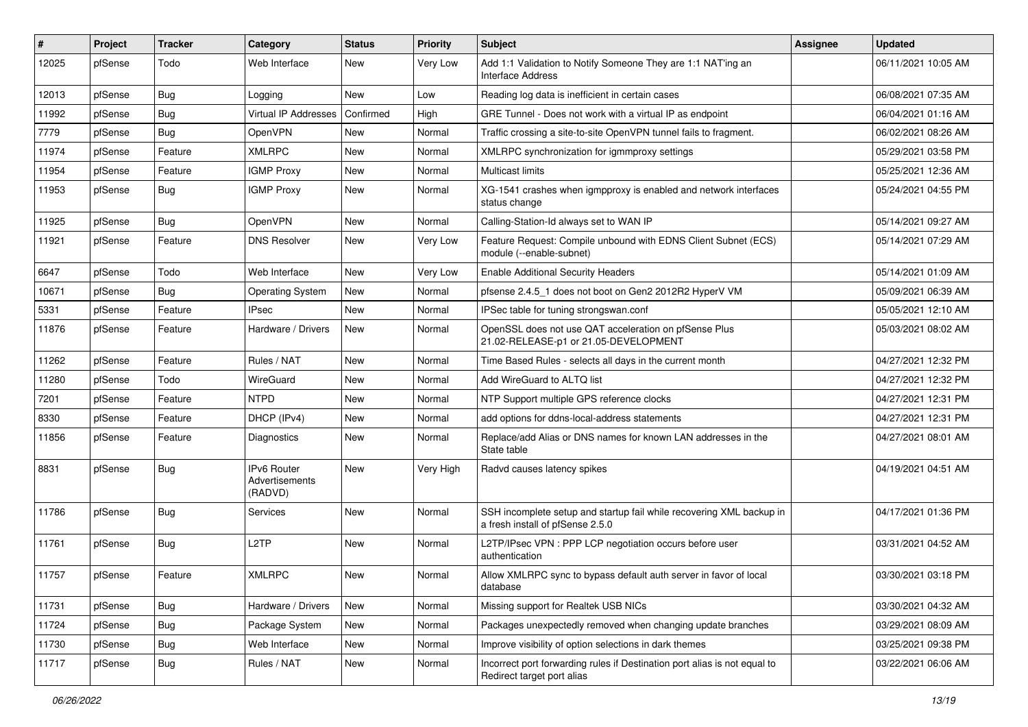| # | Project | Tracker | Category | Status | Priority | Subject | Assignee | Updated |
|---|---|---|---|---|---|---|---|---|
| 12025 | pfSense | Todo | Web Interface | New | Very Low | Add 1:1 Validation to Notify Someone They are 1:1 NAT'ing an Interface Address | | 06/11/2021 10:05 AM |
| 12013 | pfSense | Bug | Logging | New | Low | Reading log data is inefficient in certain cases | | 06/08/2021 07:35 AM |
| 11992 | pfSense | Bug | Virtual IP Addresses | Confirmed | High | GRE Tunnel - Does not work with a virtual IP as endpoint | | 06/04/2021 01:16 AM |
| 7779 | pfSense | Bug | OpenVPN | New | Normal | Traffic crossing a site-to-site OpenVPN tunnel fails to fragment. | | 06/02/2021 08:26 AM |
| 11974 | pfSense | Feature | XMLRPC | New | Normal | XMLRPC synchronization for igmmproxy settings | | 05/29/2021 03:58 PM |
| 11954 | pfSense | Feature | IGMP Proxy | New | Normal | Multicast limits | | 05/25/2021 12:36 AM |
| 11953 | pfSense | Bug | IGMP Proxy | New | Normal | XG-1541 crashes when igmpproxy is enabled and network interfaces status change | | 05/24/2021 04:55 PM |
| 11925 | pfSense | Bug | OpenVPN | New | Normal | Calling-Station-Id always set to WAN IP | | 05/14/2021 09:27 AM |
| 11921 | pfSense | Feature | DNS Resolver | New | Very Low | Feature Request: Compile unbound with EDNS Client Subnet (ECS) module (--enable-subnet) | | 05/14/2021 07:29 AM |
| 6647 | pfSense | Todo | Web Interface | New | Very Low | Enable Additional Security Headers | | 05/14/2021 01:09 AM |
| 10671 | pfSense | Bug | Operating System | New | Normal | pfsense 2.4.5_1 does not boot on Gen2 2012R2 HyperV VM | | 05/09/2021 06:39 AM |
| 5331 | pfSense | Feature | IPsec | New | Normal | IPSec table for tuning strongswan.conf | | 05/05/2021 12:10 AM |
| 11876 | pfSense | Feature | Hardware / Drivers | New | Normal | OpenSSL does not use QAT acceleration on pfSense Plus 21.02-RELEASE-p1 or 21.05-DEVELOPMENT | | 05/03/2021 08:02 AM |
| 11262 | pfSense | Feature | Rules / NAT | New | Normal | Time Based Rules - selects all days in the current month | | 04/27/2021 12:32 PM |
| 11280 | pfSense | Todo | WireGuard | New | Normal | Add WireGuard to ALTQ list | | 04/27/2021 12:32 PM |
| 7201 | pfSense | Feature | NTPD | New | Normal | NTP Support multiple GPS reference clocks | | 04/27/2021 12:31 PM |
| 8330 | pfSense | Feature | DHCP (IPv4) | New | Normal | add options for ddns-local-address statements | | 04/27/2021 12:31 PM |
| 11856 | pfSense | Feature | Diagnostics | New | Normal | Replace/add Alias or DNS names for known LAN addresses in the State table | | 04/27/2021 08:01 AM |
| 8831 | pfSense | Bug | IPv6 Router Advertisements (RADVD) | New | Very High | Radvd causes latency spikes | | 04/19/2021 04:51 AM |
| 11786 | pfSense | Bug | Services | New | Normal | SSH incomplete setup and startup fail while recovering XML backup in a fresh install of pfSense 2.5.0 | | 04/17/2021 01:36 PM |
| 11761 | pfSense | Bug | L2TP | New | Normal | L2TP/IPsec VPN : PPP LCP negotiation occurs before user authentication | | 03/31/2021 04:52 AM |
| 11757 | pfSense | Feature | XMLRPC | New | Normal | Allow XMLRPC sync to bypass default auth server in favor of local database | | 03/30/2021 03:18 PM |
| 11731 | pfSense | Bug | Hardware / Drivers | New | Normal | Missing support for Realtek USB NICs | | 03/30/2021 04:32 AM |
| 11724 | pfSense | Bug | Package System | New | Normal | Packages unexpectedly removed when changing update branches | | 03/29/2021 08:09 AM |
| 11730 | pfSense | Bug | Web Interface | New | Normal | Improve visibility of option selections in dark themes | | 03/25/2021 09:38 PM |
| 11717 | pfSense | Bug | Rules / NAT | New | Normal | Incorrect port forwarding rules if Destination port alias is not equal to Redirect target port alias | | 03/22/2021 06:06 AM |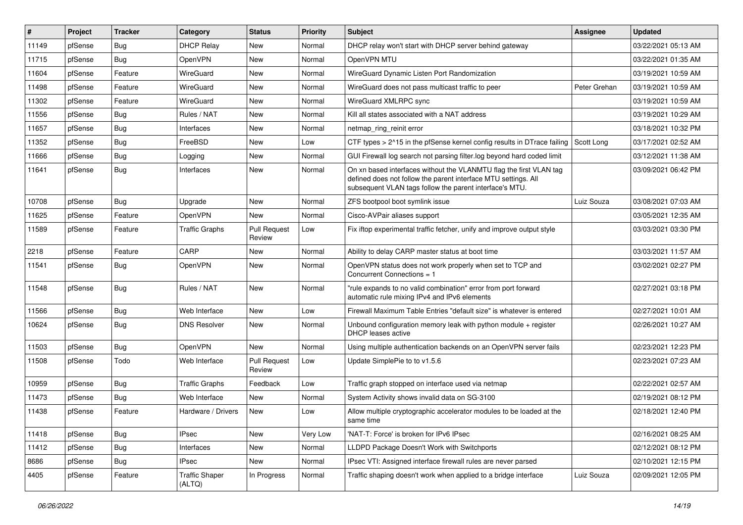| # | Project | Tracker | Category | Status | Priority | Subject | Assignee | Updated |
|---|---|---|---|---|---|---|---|---|
| 11149 | pfSense | Bug | DHCP Relay | New | Normal | DHCP relay won't start with DHCP server behind gateway | | 03/22/2021 05:13 AM |
| 11715 | pfSense | Bug | OpenVPN | New | Normal | OpenVPN MTU | | 03/22/2021 01:35 AM |
| 11604 | pfSense | Feature | WireGuard | New | Normal | WireGuard Dynamic Listen Port Randomization | | 03/19/2021 10:59 AM |
| 11498 | pfSense | Feature | WireGuard | New | Normal | WireGuard does not pass multicast traffic to peer | Peter Grehan | 03/19/2021 10:59 AM |
| 11302 | pfSense | Feature | WireGuard | New | Normal | WireGuard XMLRPC sync | | 03/19/2021 10:59 AM |
| 11556 | pfSense | Bug | Rules / NAT | New | Normal | Kill all states associated with a NAT address | | 03/19/2021 10:29 AM |
| 11657 | pfSense | Bug | Interfaces | New | Normal | netmap_ring_reinit error | | 03/18/2021 10:32 PM |
| 11352 | pfSense | Bug | FreeBSD | New | Low | CTF types > 2^15 in the pfSense kernel config results in DTrace failing | Scott Long | 03/17/2021 02:52 AM |
| 11666 | pfSense | Bug | Logging | New | Normal | GUI Firewall log search not parsing filter.log beyond hard coded limit | | 03/12/2021 11:38 AM |
| 11641 | pfSense | Bug | Interfaces | New | Normal | On xn based interfaces without the VLANMTU flag the first VLAN tag defined does not follow the parent interface MTU settings. All subsequent VLAN tags follow the parent interface's MTU. | | 03/09/2021 06:42 PM |
| 10708 | pfSense | Bug | Upgrade | New | Normal | ZFS bootpool boot symlink issue | Luiz Souza | 03/08/2021 07:03 AM |
| 11625 | pfSense | Feature | OpenVPN | New | Normal | Cisco-AVPair aliases support | | 03/05/2021 12:35 AM |
| 11589 | pfSense | Feature | Traffic Graphs | Pull Request Review | Low | Fix iftop experimental traffic fetcher, unify and improve output style | | 03/03/2021 03:30 PM |
| 2218 | pfSense | Feature | CARP | New | Normal | Ability to delay CARP master status at boot time | | 03/03/2021 11:57 AM |
| 11541 | pfSense | Bug | OpenVPN | New | Normal | OpenVPN status does not work properly when set to TCP and Concurrent Connections = 1 | | 03/02/2021 02:27 PM |
| 11548 | pfSense | Bug | Rules / NAT | New | Normal | "rule expands to no valid combination" error from port forward automatic rule mixing IPv4 and IPv6 elements | | 02/27/2021 03:18 PM |
| 11566 | pfSense | Bug | Web Interface | New | Low | Firewall Maximum Table Entries "default size" is whatever is entered | | 02/27/2021 10:01 AM |
| 10624 | pfSense | Bug | DNS Resolver | New | Normal | Unbound configuration memory leak with python module + register DHCP leases active | | 02/26/2021 10:27 AM |
| 11503 | pfSense | Bug | OpenVPN | New | Normal | Using multiple authentication backends on an OpenVPN server fails | | 02/23/2021 12:23 PM |
| 11508 | pfSense | Todo | Web Interface | Pull Request Review | Low | Update SimplePie to to v1.5.6 | | 02/23/2021 07:23 AM |
| 10959 | pfSense | Bug | Traffic Graphs | Feedback | Low | Traffic graph stopped on interface used via netmap | | 02/22/2021 02:57 AM |
| 11473 | pfSense | Bug | Web Interface | New | Normal | System Activity shows invalid data on SG-3100 | | 02/19/2021 08:12 PM |
| 11438 | pfSense | Feature | Hardware / Drivers | New | Low | Allow multiple cryptographic accelerator modules to be loaded at the same time | | 02/18/2021 12:40 PM |
| 11418 | pfSense | Bug | IPsec | New | Very Low | 'NAT-T: Force' is broken for IPv6 IPsec | | 02/16/2021 08:25 AM |
| 11412 | pfSense | Bug | Interfaces | New | Normal | LLDPD Package Doesn't Work with Switchports | | 02/12/2021 08:12 PM |
| 8686 | pfSense | Bug | IPsec | New | Normal | IPsec VTI: Assigned interface firewall rules are never parsed | | 02/10/2021 12:15 PM |
| 4405 | pfSense | Feature | Traffic Shaper (ALTQ) | In Progress | Normal | Traffic shaping doesn't work when applied to a bridge interface | Luiz Souza | 02/09/2021 12:05 PM |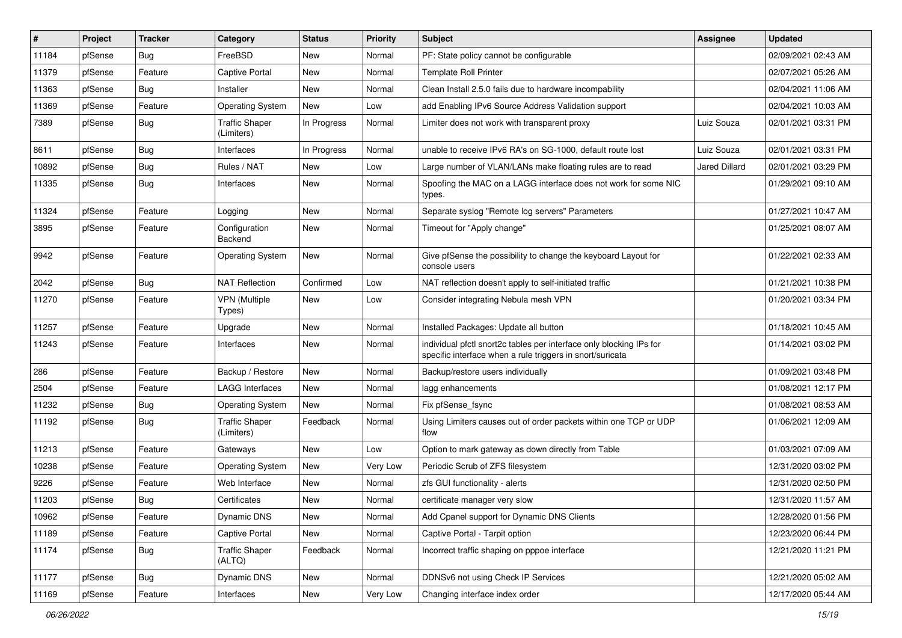| # | Project | Tracker | Category | Status | Priority | Subject | Assignee | Updated |
|---|---|---|---|---|---|---|---|---|
| 11184 | pfSense | Bug | FreeBSD | New | Normal | PF: State policy cannot be configurable | | 02/09/2021 02:43 AM |
| 11379 | pfSense | Feature | Captive Portal | New | Normal | Template Roll Printer | | 02/07/2021 05:26 AM |
| 11363 | pfSense | Bug | Installer | New | Normal | Clean Install 2.5.0 fails due to hardware incompability | | 02/04/2021 11:06 AM |
| 11369 | pfSense | Feature | Operating System | New | Low | add Enabling IPv6 Source Address Validation support | | 02/04/2021 10:03 AM |
| 7389 | pfSense | Bug | Traffic Shaper (Limiters) | In Progress | Normal | Limiter does not work with transparent proxy | Luiz Souza | 02/01/2021 03:31 PM |
| 8611 | pfSense | Bug | Interfaces | In Progress | Normal | unable to receive IPv6 RA's on SG-1000, default route lost | Luiz Souza | 02/01/2021 03:31 PM |
| 10892 | pfSense | Bug | Rules / NAT | New | Low | Large number of VLAN/LANs make floating rules are to read | Jared Dillard | 02/01/2021 03:29 PM |
| 11335 | pfSense | Bug | Interfaces | New | Normal | Spoofing the MAC on a LAGG interface does not work for some NIC types. | | 01/29/2021 09:10 AM |
| 11324 | pfSense | Feature | Logging | New | Normal | Separate syslog "Remote log servers" Parameters | | 01/27/2021 10:47 AM |
| 3895 | pfSense | Feature | Configuration Backend | New | Normal | Timeout for "Apply change" | | 01/25/2021 08:07 AM |
| 9942 | pfSense | Feature | Operating System | New | Normal | Give pfSense the possibility to change the keyboard Layout for console users | | 01/22/2021 02:33 AM |
| 2042 | pfSense | Bug | NAT Reflection | Confirmed | Low | NAT reflection doesn't apply to self-initiated traffic | | 01/21/2021 10:38 PM |
| 11270 | pfSense | Feature | VPN (Multiple Types) | New | Low | Consider integrating Nebula mesh VPN | | 01/20/2021 03:34 PM |
| 11257 | pfSense | Feature | Upgrade | New | Normal | Installed Packages: Update all button | | 01/18/2021 10:45 AM |
| 11243 | pfSense | Feature | Interfaces | New | Normal | individual pfctl snort2c tables per interface only blocking IPs for specific interface when a rule triggers in snort/suricata | | 01/14/2021 03:02 PM |
| 286 | pfSense | Feature | Backup / Restore | New | Normal | Backup/restore users individually | | 01/09/2021 03:48 PM |
| 2504 | pfSense | Feature | LAGG Interfaces | New | Normal | lagg enhancements | | 01/08/2021 12:17 PM |
| 11232 | pfSense | Bug | Operating System | New | Normal | Fix pfSense_fsync | | 01/08/2021 08:53 AM |
| 11192 | pfSense | Bug | Traffic Shaper (Limiters) | Feedback | Normal | Using Limiters causes out of order packets within one TCP or UDP flow | | 01/06/2021 12:09 AM |
| 11213 | pfSense | Feature | Gateways | New | Low | Option to mark gateway as down directly from Table | | 01/03/2021 07:09 AM |
| 10238 | pfSense | Feature | Operating System | New | Very Low | Periodic Scrub of ZFS filesystem | | 12/31/2020 03:02 PM |
| 9226 | pfSense | Feature | Web Interface | New | Normal | zfs GUI functionality - alerts | | 12/31/2020 02:50 PM |
| 11203 | pfSense | Bug | Certificates | New | Normal | certificate manager very slow | | 12/31/2020 11:57 AM |
| 10962 | pfSense | Feature | Dynamic DNS | New | Normal | Add Cpanel support for Dynamic DNS Clients | | 12/28/2020 01:56 PM |
| 11189 | pfSense | Feature | Captive Portal | New | Normal | Captive Portal - Tarpit option | | 12/23/2020 06:44 PM |
| 11174 | pfSense | Bug | Traffic Shaper (ALTQ) | Feedback | Normal | Incorrect traffic shaping on pppoe interface | | 12/21/2020 11:21 PM |
| 11177 | pfSense | Bug | Dynamic DNS | New | Normal | DDNSv6 not using Check IP Services | | 12/21/2020 05:02 AM |
| 11169 | pfSense | Feature | Interfaces | New | Very Low | Changing interface index order | | 12/17/2020 05:44 AM |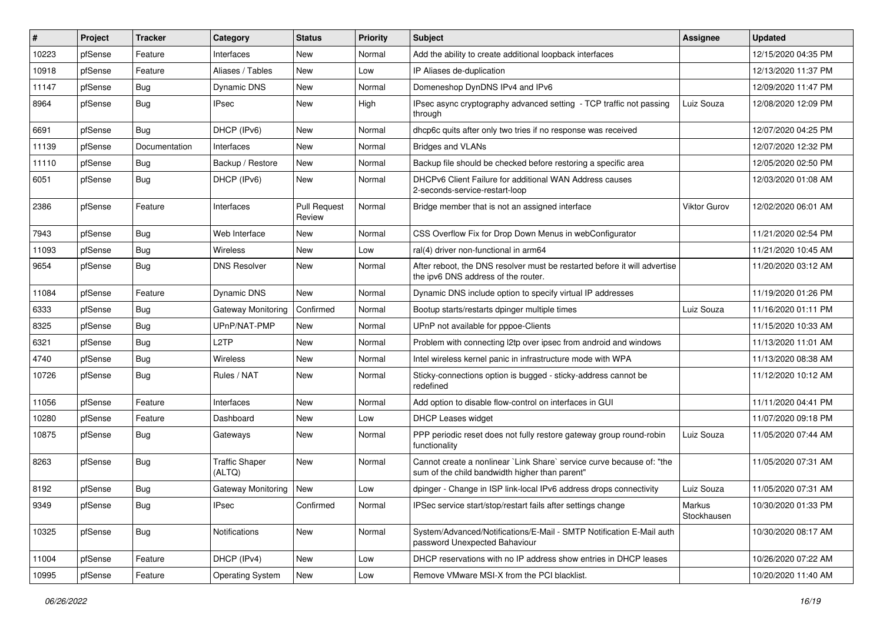| # | Project | Tracker | Category | Status | Priority | Subject | Assignee | Updated |
|---|---|---|---|---|---|---|---|---|
| 10223 | pfSense | Feature | Interfaces | New | Normal | Add the ability to create additional loopback interfaces | | 12/15/2020 04:35 PM |
| 10918 | pfSense | Feature | Aliases / Tables | New | Low | IP Aliases de-duplication | | 12/13/2020 11:37 PM |
| 11147 | pfSense | Bug | Dynamic DNS | New | Normal | Domeneshop DynDNS IPv4 and IPv6 | | 12/09/2020 11:47 PM |
| 8964 | pfSense | Bug | IPsec | New | High | IPsec async cryptography advanced setting - TCP traffic not passing through | Luiz Souza | 12/08/2020 12:09 PM |
| 6691 | pfSense | Bug | DHCP (IPv6) | New | Normal | dhcp6c quits after only two tries if no response was received | | 12/07/2020 04:25 PM |
| 11139 | pfSense | Documentation | Interfaces | New | Normal | Bridges and VLANs | | 12/07/2020 12:32 PM |
| 11110 | pfSense | Bug | Backup / Restore | New | Normal | Backup file should be checked before restoring a specific area | | 12/05/2020 02:50 PM |
| 6051 | pfSense | Bug | DHCP (IPv6) | New | Normal | DHCPv6 Client Failure for additional WAN Address causes 2-seconds-service-restart-loop | | 12/03/2020 01:08 AM |
| 2386 | pfSense | Feature | Interfaces | Pull Request Review | Normal | Bridge member that is not an assigned interface | Viktor Gurov | 12/02/2020 06:01 AM |
| 7943 | pfSense | Bug | Web Interface | New | Normal | CSS Overflow Fix for Drop Down Menus in webConfigurator | | 11/21/2020 02:54 PM |
| 11093 | pfSense | Bug | Wireless | New | Low | ral(4) driver non-functional in arm64 | | 11/21/2020 10:45 AM |
| 9654 | pfSense | Bug | DNS Resolver | New | Normal | After reboot, the DNS resolver must be restarted before it will advertise the ipv6 DNS address of the router. | | 11/20/2020 03:12 AM |
| 11084 | pfSense | Feature | Dynamic DNS | New | Normal | Dynamic DNS include option to specify virtual IP addresses | | 11/19/2020 01:26 PM |
| 6333 | pfSense | Bug | Gateway Monitoring | Confirmed | Normal | Bootup starts/restarts dpinger multiple times | Luiz Souza | 11/16/2020 01:11 PM |
| 8325 | pfSense | Bug | UPnP/NAT-PMP | New | Normal | UPnP not available for pppoe-Clients | | 11/15/2020 10:33 AM |
| 6321 | pfSense | Bug | L2TP | New | Normal | Problem with connecting l2tp over ipsec from android and windows | | 11/13/2020 11:01 AM |
| 4740 | pfSense | Bug | Wireless | New | Normal | Intel wireless kernel panic in infrastructure mode with WPA | | 11/13/2020 08:38 AM |
| 10726 | pfSense | Bug | Rules / NAT | New | Normal | Sticky-connections option is bugged - sticky-address cannot be redefined | | 11/12/2020 10:12 AM |
| 11056 | pfSense | Feature | Interfaces | New | Normal | Add option to disable flow-control on interfaces in GUI | | 11/11/2020 04:41 PM |
| 10280 | pfSense | Feature | Dashboard | New | Low | DHCP Leases widget | | 11/07/2020 09:18 PM |
| 10875 | pfSense | Bug | Gateways | New | Normal | PPP periodic reset does not fully restore gateway group round-robin functionality | Luiz Souza | 11/05/2020 07:44 AM |
| 8263 | pfSense | Bug | Traffic Shaper (ALTQ) | New | Normal | Cannot create a nonlinear `Link Share` service curve because of: "the sum of the child bandwidth higher than parent" | | 11/05/2020 07:31 AM |
| 8192 | pfSense | Bug | Gateway Monitoring | New | Low | dpinger - Change in ISP link-local IPv6 address drops connectivity | Luiz Souza | 11/05/2020 07:31 AM |
| 9349 | pfSense | Bug | IPsec | Confirmed | Normal | IPSec service start/stop/restart fails after settings change | Markus Stockhausen | 10/30/2020 01:33 PM |
| 10325 | pfSense | Bug | Notifications | New | Normal | System/Advanced/Notifications/E-Mail - SMTP Notification E-Mail auth password Unexpected Bahaviour | | 10/30/2020 08:17 AM |
| 11004 | pfSense | Feature | DHCP (IPv4) | New | Low | DHCP reservations with no IP address show entries in DHCP leases | | 10/26/2020 07:22 AM |
| 10995 | pfSense | Feature | Operating System | New | Low | Remove VMware MSI-X from the PCI blacklist. | | 10/20/2020 11:40 AM |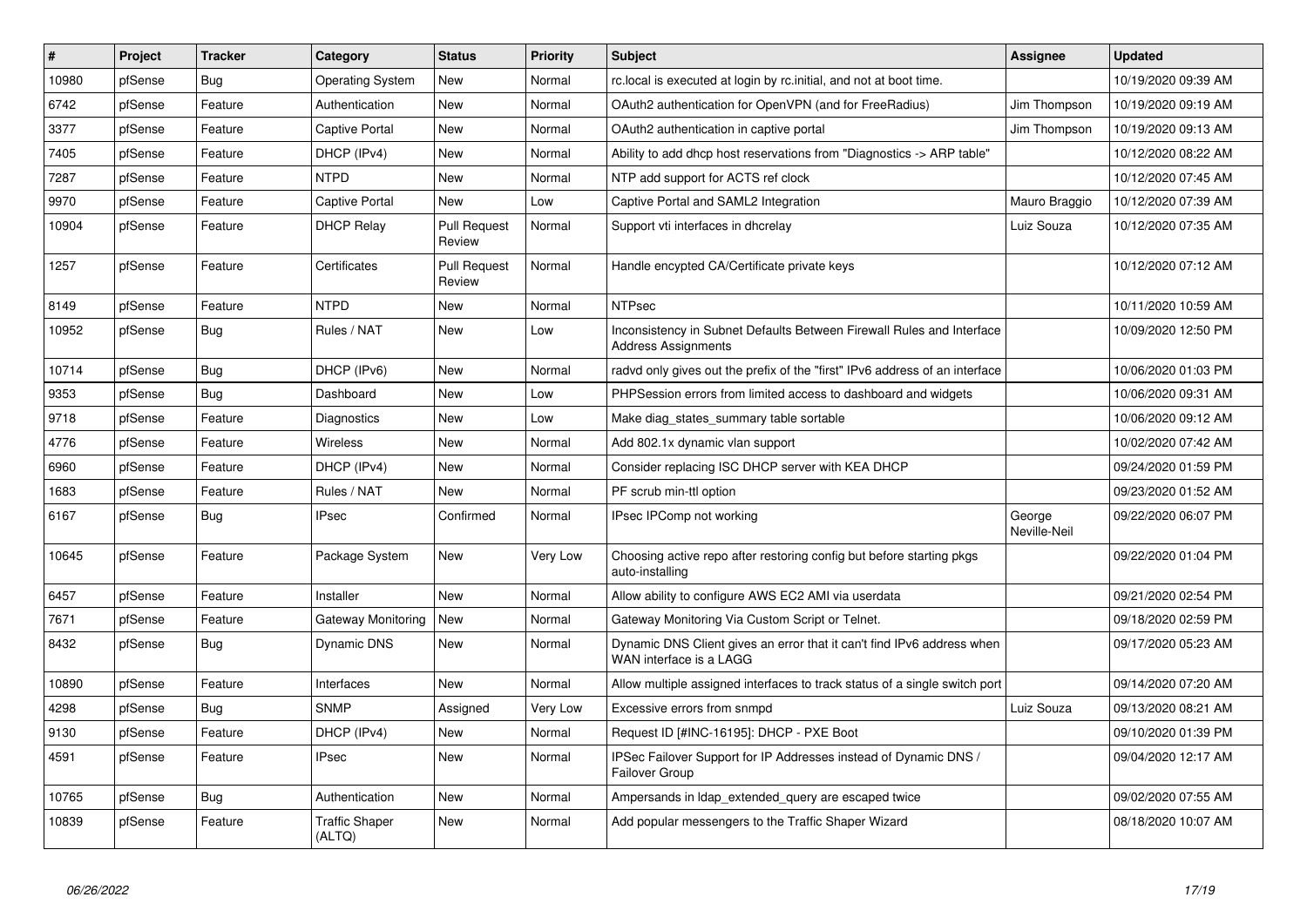| # | Project | Tracker | Category | Status | Priority | Subject | Assignee | Updated |
|---|---|---|---|---|---|---|---|---|
| 10980 | pfSense | Bug | Operating System | New | Normal | rc.local is executed at login by rc.initial, and not at boot time. | | 10/19/2020 09:39 AM |
| 6742 | pfSense | Feature | Authentication | New | Normal | OAuth2 authentication for OpenVPN (and for FreeRadius) | Jim Thompson | 10/19/2020 09:19 AM |
| 3377 | pfSense | Feature | Captive Portal | New | Normal | OAuth2 authentication in captive portal | Jim Thompson | 10/19/2020 09:13 AM |
| 7405 | pfSense | Feature | DHCP (IPv4) | New | Normal | Ability to add dhcp host reservations from "Diagnostics -> ARP table" | | 10/12/2020 08:22 AM |
| 7287 | pfSense | Feature | NTPD | New | Normal | NTP add support for ACTS ref clock | | 10/12/2020 07:45 AM |
| 9970 | pfSense | Feature | Captive Portal | New | Low | Captive Portal and SAML2 Integration | Mauro Braggio | 10/12/2020 07:39 AM |
| 10904 | pfSense | Feature | DHCP Relay | Pull Request Review | Normal | Support vti interfaces in dhcrelay | Luiz Souza | 10/12/2020 07:35 AM |
| 1257 | pfSense | Feature | Certificates | Pull Request Review | Normal | Handle encypted CA/Certificate private keys | | 10/12/2020 07:12 AM |
| 8149 | pfSense | Feature | NTPD | New | Normal | NTPsec | | 10/11/2020 10:59 AM |
| 10952 | pfSense | Bug | Rules / NAT | New | Low | Inconsistency in Subnet Defaults Between Firewall Rules and Interface Address Assignments | | 10/09/2020 12:50 PM |
| 10714 | pfSense | Bug | DHCP (IPv6) | New | Normal | radvd only gives out the prefix of the "first" IPv6 address of an interface | | 10/06/2020 01:03 PM |
| 9353 | pfSense | Bug | Dashboard | New | Low | PHPSession errors from limited access to dashboard and widgets | | 10/06/2020 09:31 AM |
| 9718 | pfSense | Feature | Diagnostics | New | Low | Make diag_states_summary table sortable | | 10/06/2020 09:12 AM |
| 4776 | pfSense | Feature | Wireless | New | Normal | Add 802.1x dynamic vlan support | | 10/02/2020 07:42 AM |
| 6960 | pfSense | Feature | DHCP (IPv4) | New | Normal | Consider replacing ISC DHCP server with KEA DHCP | | 09/24/2020 01:59 PM |
| 1683 | pfSense | Feature | Rules / NAT | New | Normal | PF scrub min-ttl option | | 09/23/2020 01:52 AM |
| 6167 | pfSense | Bug | IPsec | Confirmed | Normal | IPsec IPComp not working | George Neville-Neil | 09/22/2020 06:07 PM |
| 10645 | pfSense | Feature | Package System | New | Very Low | Choosing active repo after restoring config but before starting pkgs auto-installing | | 09/22/2020 01:04 PM |
| 6457 | pfSense | Feature | Installer | New | Normal | Allow ability to configure AWS EC2 AMI via userdata | | 09/21/2020 02:54 PM |
| 7671 | pfSense | Feature | Gateway Monitoring | New | Normal | Gateway Monitoring Via Custom Script or Telnet. | | 09/18/2020 02:59 PM |
| 8432 | pfSense | Bug | Dynamic DNS | New | Normal | Dynamic DNS Client gives an error that it can't find IPv6 address when WAN interface is a LAGG | | 09/17/2020 05:23 AM |
| 10890 | pfSense | Feature | Interfaces | New | Normal | Allow multiple assigned interfaces to track status of a single switch port | | 09/14/2020 07:20 AM |
| 4298 | pfSense | Bug | SNMP | Assigned | Very Low | Excessive errors from snmpd | Luiz Souza | 09/13/2020 08:21 AM |
| 9130 | pfSense | Feature | DHCP (IPv4) | New | Normal | Request ID [#INC-16195]: DHCP - PXE Boot | | 09/10/2020 01:39 PM |
| 4591 | pfSense | Feature | IPsec | New | Normal | IPSec Failover Support for IP Addresses instead of Dynamic DNS / Failover Group | | 09/04/2020 12:17 AM |
| 10765 | pfSense | Bug | Authentication | New | Normal | Ampersands in ldap_extended_query are escaped twice | | 09/02/2020 07:55 AM |
| 10839 | pfSense | Feature | Traffic Shaper (ALTQ) | New | Normal | Add popular messengers to the Traffic Shaper Wizard | | 08/18/2020 10:07 AM |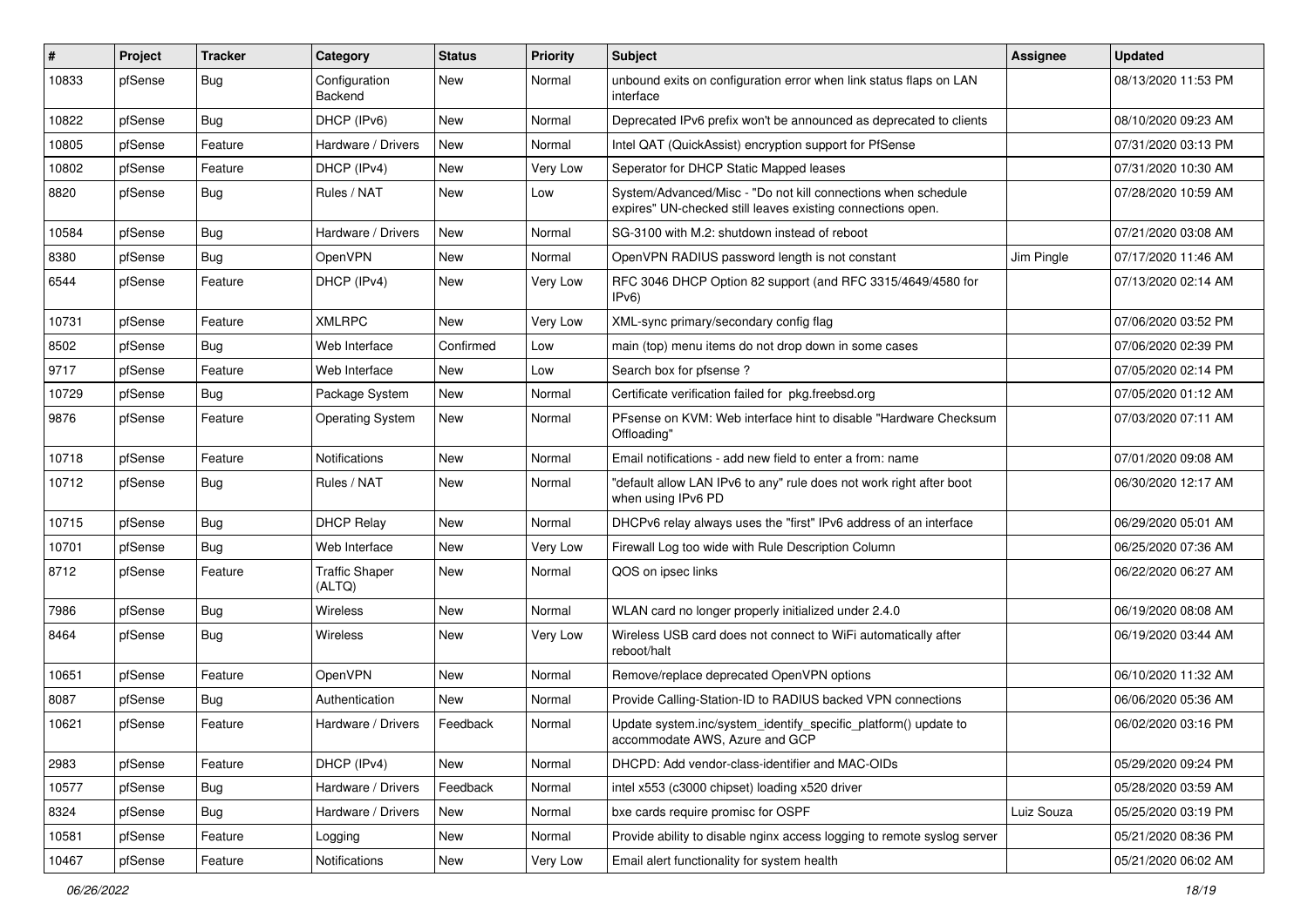| # | Project | Tracker | Category | Status | Priority | Subject | Assignee | Updated |
|---|---|---|---|---|---|---|---|---|
| 10833 | pfSense | Bug | Configuration Backend | New | Normal | unbound exits on configuration error when link status flaps on LAN interface | | 08/13/2020 11:53 PM |
| 10822 | pfSense | Bug | DHCP (IPv6) | New | Normal | Deprecated IPv6 prefix won't be announced as deprecated to clients | | 08/10/2020 09:23 AM |
| 10805 | pfSense | Feature | Hardware / Drivers | New | Normal | Intel QAT (QuickAssist) encryption support for PfSense | | 07/31/2020 03:13 PM |
| 10802 | pfSense | Feature | DHCP (IPv4) | New | Very Low | Seperator for DHCP Static Mapped leases | | 07/31/2020 10:30 AM |
| 8820 | pfSense | Bug | Rules / NAT | New | Low | System/Advanced/Misc - "Do not kill connections when schedule expires" UN-checked still leaves existing connections open. | | 07/28/2020 10:59 AM |
| 10584 | pfSense | Bug | Hardware / Drivers | New | Normal | SG-3100 with M.2: shutdown instead of reboot | | 07/21/2020 03:08 AM |
| 8380 | pfSense | Bug | OpenVPN | New | Normal | OpenVPN RADIUS password length is not constant | Jim Pingle | 07/17/2020 11:46 AM |
| 6544 | pfSense | Feature | DHCP (IPv4) | New | Very Low | RFC 3046 DHCP Option 82 support (and RFC 3315/4649/4580 for IPv6) | | 07/13/2020 02:14 AM |
| 10731 | pfSense | Feature | XMLRPC | New | Very Low | XML-sync primary/secondary config flag | | 07/06/2020 03:52 PM |
| 8502 | pfSense | Bug | Web Interface | Confirmed | Low | main (top) menu items do not drop down in some cases | | 07/06/2020 02:39 PM |
| 9717 | pfSense | Feature | Web Interface | New | Low | Search box for pfsense ? | | 07/05/2020 02:14 PM |
| 10729 | pfSense | Bug | Package System | New | Normal | Certificate verification failed for pkg.freebsd.org | | 07/05/2020 01:12 AM |
| 9876 | pfSense | Feature | Operating System | New | Normal | PFsense on KVM: Web interface hint to disable "Hardware Checksum Offloading" | | 07/03/2020 07:11 AM |
| 10718 | pfSense | Feature | Notifications | New | Normal | Email notifications - add new field to enter a from: name | | 07/01/2020 09:08 AM |
| 10712 | pfSense | Bug | Rules / NAT | New | Normal | "default allow LAN IPv6 to any" rule does not work right after boot when using IPv6 PD | | 06/30/2020 12:17 AM |
| 10715 | pfSense | Bug | DHCP Relay | New | Normal | DHCPv6 relay always uses the "first" IPv6 address of an interface | | 06/29/2020 05:01 AM |
| 10701 | pfSense | Bug | Web Interface | New | Very Low | Firewall Log too wide with Rule Description Column | | 06/25/2020 07:36 AM |
| 8712 | pfSense | Feature | Traffic Shaper (ALTQ) | New | Normal | QOS on ipsec links | | 06/22/2020 06:27 AM |
| 7986 | pfSense | Bug | Wireless | New | Normal | WLAN card no longer properly initialized under 2.4.0 | | 06/19/2020 08:08 AM |
| 8464 | pfSense | Bug | Wireless | New | Very Low | Wireless USB card does not connect to WiFi automatically after reboot/halt | | 06/19/2020 03:44 AM |
| 10651 | pfSense | Feature | OpenVPN | New | Normal | Remove/replace deprecated OpenVPN options | | 06/10/2020 11:32 AM |
| 8087 | pfSense | Bug | Authentication | New | Normal | Provide Calling-Station-ID to RADIUS backed VPN connections | | 06/06/2020 05:36 AM |
| 10621 | pfSense | Feature | Hardware / Drivers | Feedback | Normal | Update system.inc/system_identify_specific_platform() update to accommodate AWS, Azure and GCP | | 06/02/2020 03:16 PM |
| 2983 | pfSense | Feature | DHCP (IPv4) | New | Normal | DHCPD: Add vendor-class-identifier and MAC-OIDs | | 05/29/2020 09:24 PM |
| 10577 | pfSense | Bug | Hardware / Drivers | Feedback | Normal | intel x553 (c3000 chipset) loading x520 driver | | 05/28/2020 03:59 AM |
| 8324 | pfSense | Bug | Hardware / Drivers | New | Normal | bxe cards require promisc for OSPF | Luiz Souza | 05/25/2020 03:19 PM |
| 10581 | pfSense | Feature | Logging | New | Normal | Provide ability to disable nginx access logging to remote syslog server | | 05/21/2020 08:36 PM |
| 10467 | pfSense | Feature | Notifications | New | Very Low | Email alert functionality for system health | | 05/21/2020 06:02 AM |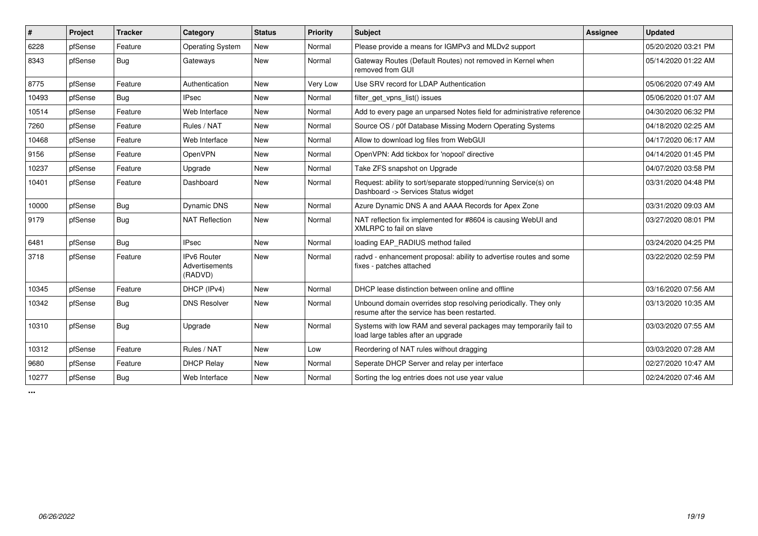| # | Project | Tracker | Category | Status | Priority | Subject | Assignee | Updated |
|---|---|---|---|---|---|---|---|---|
| 6228 | pfSense | Feature | Operating System | New | Normal | Please provide a means for IGMPv3 and MLDv2 support | | 05/20/2020 03:21 PM |
| 8343 | pfSense | Bug | Gateways | New | Normal | Gateway Routes (Default Routes) not removed in Kernel when removed from GUI | | 05/14/2020 01:22 AM |
| 8775 | pfSense | Feature | Authentication | New | Very Low | Use SRV record for LDAP Authentication | | 05/06/2020 07:49 AM |
| 10493 | pfSense | Bug | IPsec | New | Normal | filter_get_vpns_list() issues | | 05/06/2020 01:07 AM |
| 10514 | pfSense | Feature | Web Interface | New | Normal | Add to every page an unparsed Notes field for administrative reference | | 04/30/2020 06:32 PM |
| 7260 | pfSense | Feature | Rules / NAT | New | Normal | Source OS / p0f Database Missing Modern Operating Systems | | 04/18/2020 02:25 AM |
| 10468 | pfSense | Feature | Web Interface | New | Normal | Allow to download log files from WebGUI | | 04/17/2020 06:17 AM |
| 9156 | pfSense | Feature | OpenVPN | New | Normal | OpenVPN: Add tickbox for 'nopool' directive | | 04/14/2020 01:45 PM |
| 10237 | pfSense | Feature | Upgrade | New | Normal | Take ZFS snapshot on Upgrade | | 04/07/2020 03:58 PM |
| 10401 | pfSense | Feature | Dashboard | New | Normal | Request: ability to sort/separate stopped/running Service(s) on Dashboard -> Services Status widget | | 03/31/2020 04:48 PM |
| 10000 | pfSense | Bug | Dynamic DNS | New | Normal | Azure Dynamic DNS A and AAAA Records for Apex Zone | | 03/31/2020 09:03 AM |
| 9179 | pfSense | Bug | NAT Reflection | New | Normal | NAT reflection fix implemented for #8604 is causing WebUI and XMLRPC to fail on slave | | 03/27/2020 08:01 PM |
| 6481 | pfSense | Bug | IPsec | New | Normal | loading EAP_RADIUS method failed | | 03/24/2020 04:25 PM |
| 3718 | pfSense | Feature | IPv6 Router Advertisements (RADVD) | New | Normal | radvd - enhancement proposal: ability to advertise routes and some fixes - patches attached | | 03/22/2020 02:59 PM |
| 10345 | pfSense | Feature | DHCP (IPv4) | New | Normal | DHCP lease distinction between online and offline | | 03/16/2020 07:56 AM |
| 10342 | pfSense | Bug | DNS Resolver | New | Normal | Unbound domain overrides stop resolving periodically. They only resume after the service has been restarted. | | 03/13/2020 10:35 AM |
| 10310 | pfSense | Bug | Upgrade | New | Normal | Systems with low RAM and several packages may temporarily fail to load large tables after an upgrade | | 03/03/2020 07:55 AM |
| 10312 | pfSense | Feature | Rules / NAT | New | Low | Reordering of NAT rules without dragging | | 03/03/2020 07:28 AM |
| 9680 | pfSense | Feature | DHCP Relay | New | Normal | Seperate DHCP Server and relay per interface | | 02/27/2020 10:47 AM |
| 10277 | pfSense | Bug | Web Interface | New | Normal | Sorting the log entries does not use year value | | 02/24/2020 07:46 AM |

...